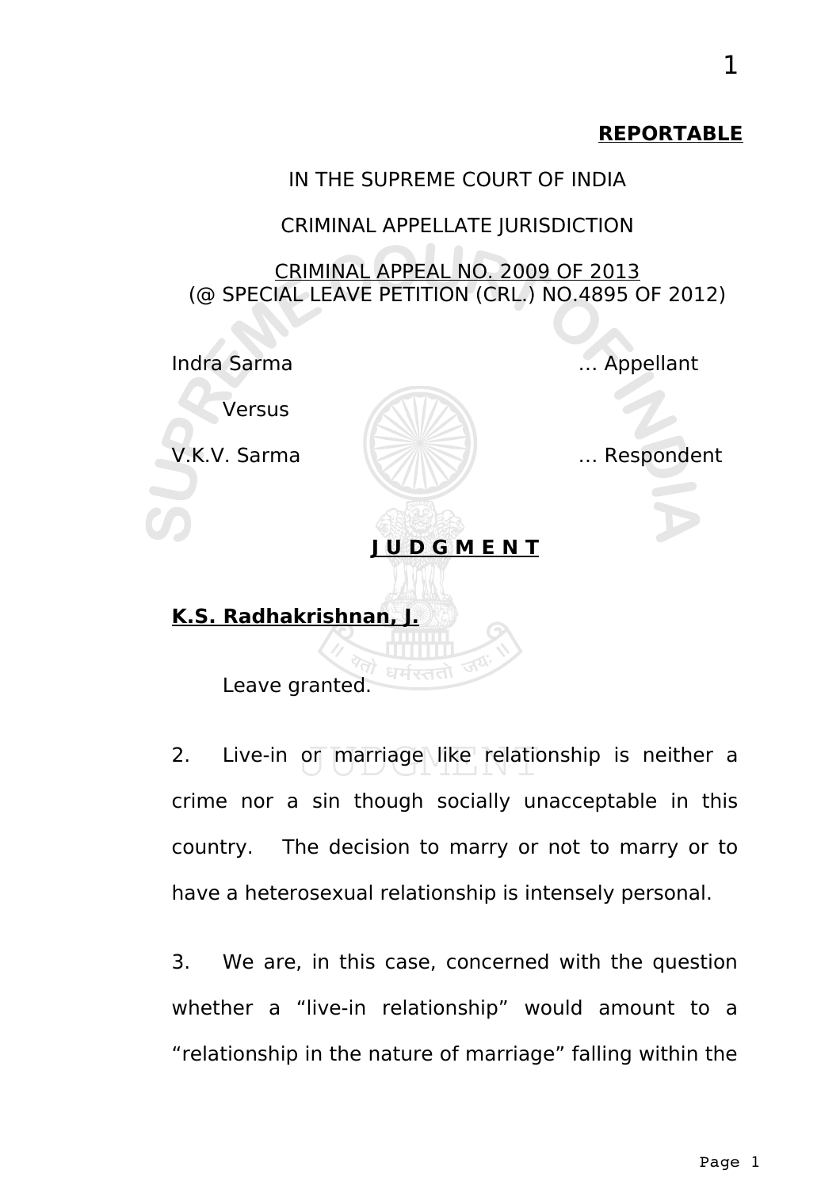**REPORTABLE**

IN THE SUPREME COURT OF INDIA

CRIMINAL APPELLATE JURISDICTION

CRIMINAL APPEAL NO. 2009 OF 2013
(@ SPECIAL LEAVE PETITION (CRL.) NO.4895 OF 2012)

Indra Sarma ... Appellant

Versus

V.K.V. Sarma ... Respondent

**J U D G M E N T**

**K.S. Radhakrishnan, J.**

Leave granted.

2. Live-in or marriage like relationship is neither a crime nor a sin though socially unacceptable in this country. The decision to marry or not to marry or to have a heterosexual relationship is intensely personal.

3. We are, in this case, concerned with the question whether a "live-in relationship" would amount to a "relationship in the nature of marriage" falling within the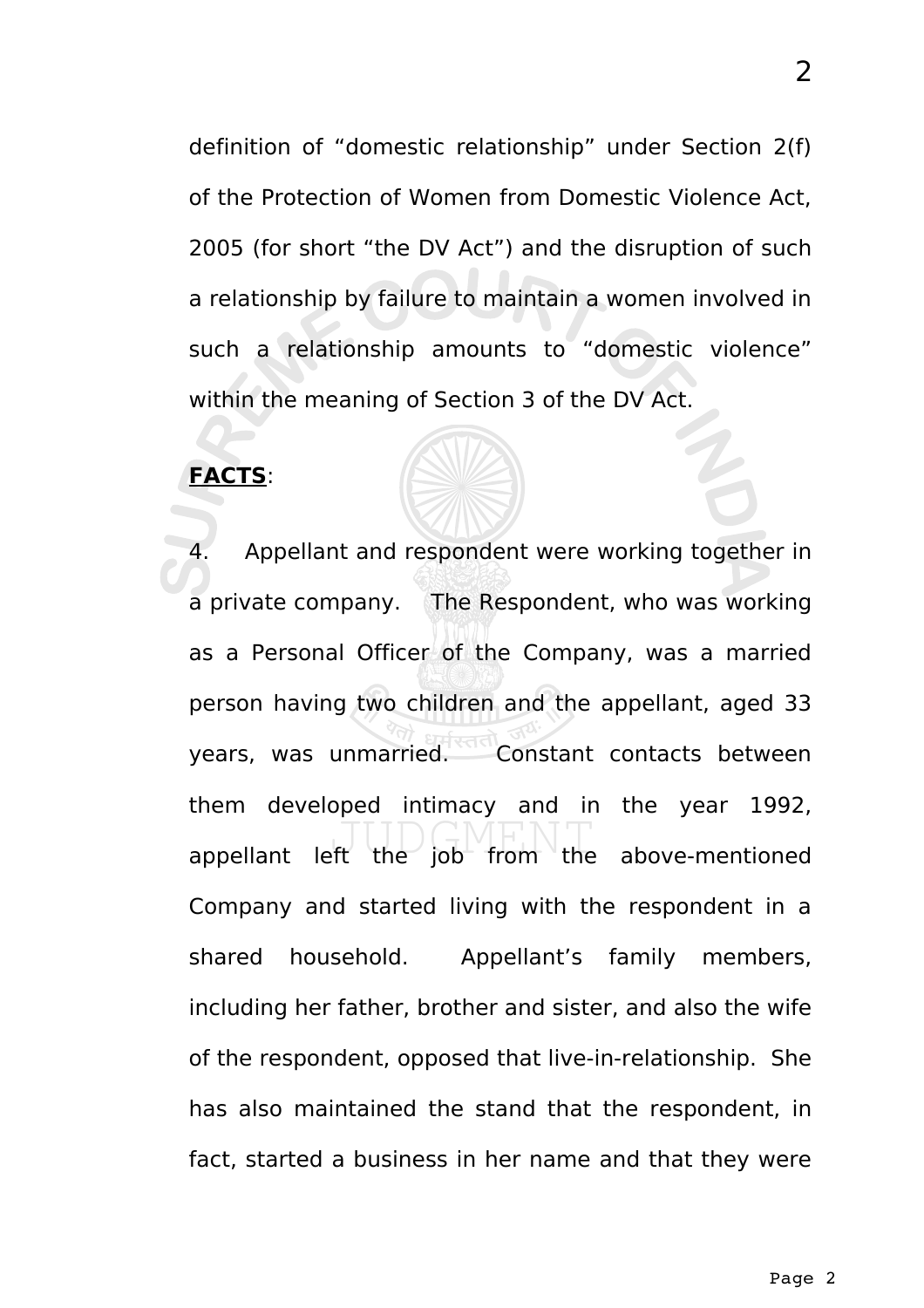definition of “domestic relationship” under Section 2(f) of the Protection of Women from Domestic Violence Act, 2005 (for short “the DV Act”) and the disruption of such a relationship by failure to maintain a women involved in such a relationship amounts to “domestic violence” within the meaning of Section 3 of the DV Act.

**FACTS**:

4. Appellant and respondent were working together in a private company. The Respondent, who was working as a Personal Officer of the Company, was a married person having two children and the appellant, aged 33 years, was unmarried. Constant contacts between them developed intimacy and in the year 1992, appellant left the job from the above-mentioned Company and started living with the respondent in a shared household. Appellant’s family members, including her father, brother and sister, and also the wife of the respondent, opposed that live-in-relationship. She has also maintained the stand that the respondent, in fact, started a business in her name and that they were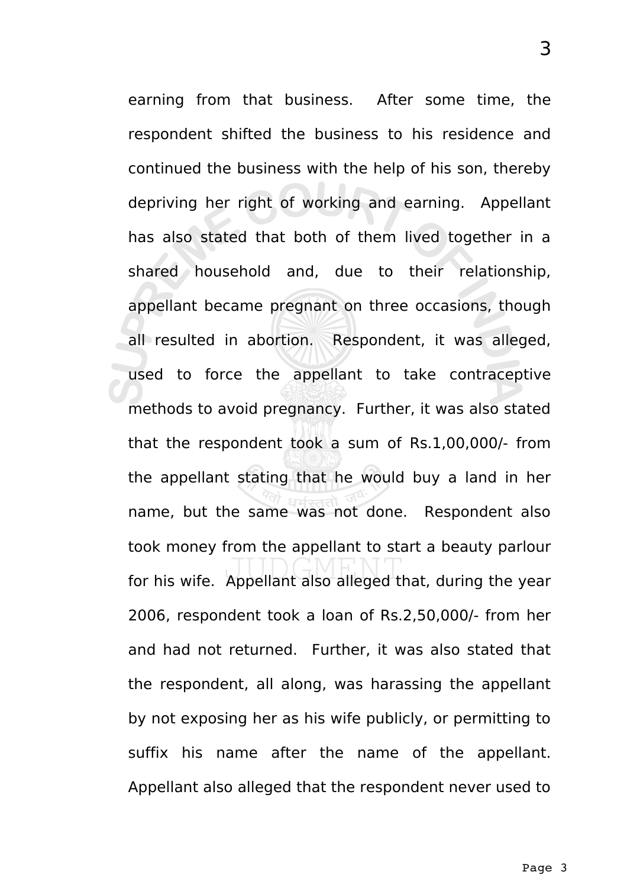earning from that business. After some time, the respondent shifted the business to his residence and continued the business with the help of his son, thereby depriving her right of working and earning. Appellant has also stated that both of them lived together in a shared household and, due to their relationship, appellant became pregnant on three occasions, though all resulted in abortion. Respondent, it was alleged, used to force the appellant to take contraceptive methods to avoid pregnancy. Further, it was also stated that the respondent took a sum of Rs.1,00,000/- from the appellant stating that he would buy a land in her name, but the same was not done. Respondent also took money from the appellant to start a beauty parlour for his wife. Appellant also alleged that, during the year 2006, respondent took a loan of Rs.2,50,000/- from her and had not returned. Further, it was also stated that the respondent, all along, was harassing the appellant by not exposing her as his wife publicly, or permitting to suffix his name after the name of the appellant. Appellant also alleged that the respondent never used to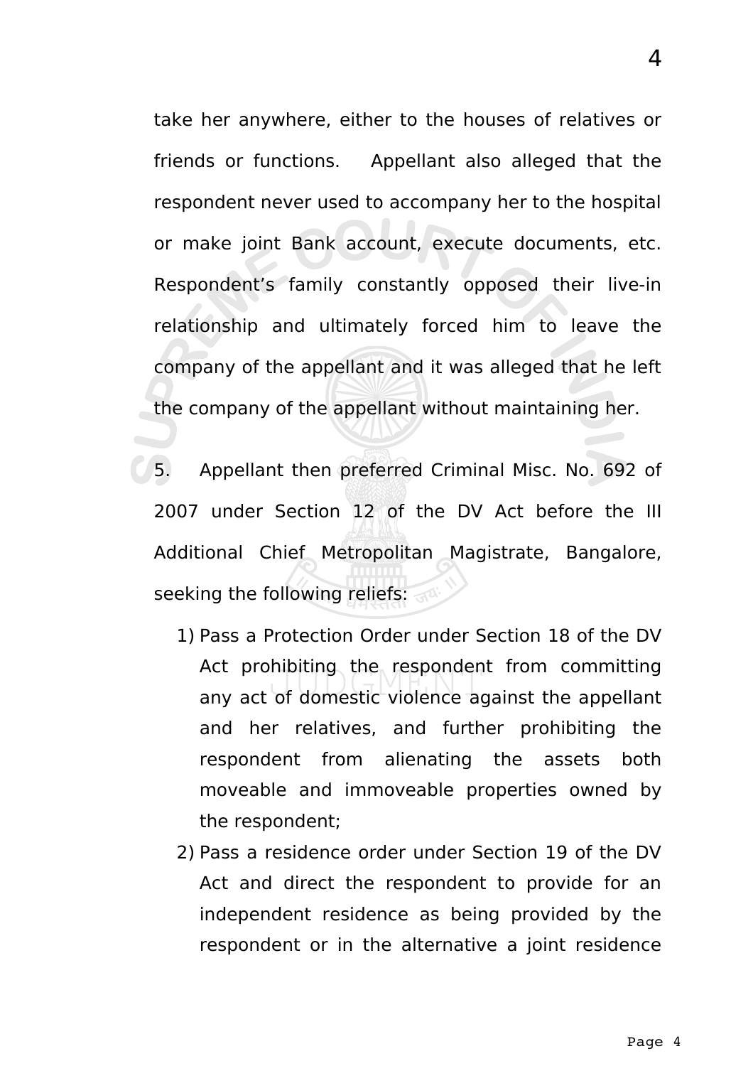take her anywhere, either to the houses of relatives or friends or functions. Appellant also alleged that the respondent never used to accompany her to the hospital or make joint Bank account, execute documents, etc. Respondent's family constantly opposed their live-in relationship and ultimately forced him to leave the company of the appellant and it was alleged that he left the company of the appellant without maintaining her.

5. Appellant then preferred Criminal Misc. No. 692 of 2007 under Section 12 of the DV Act before the III Additional Chief Metropolitan Magistrate, Bangalore, seeking the following reliefs:

1) Pass a Protection Order under Section 18 of the DV Act prohibiting the respondent from committing any act of domestic violence against the appellant and her relatives, and further prohibiting the respondent from alienating the assets both moveable and immoveable properties owned by the respondent;
2) Pass a residence order under Section 19 of the DV Act and direct the respondent to provide for an independent residence as being provided by the respondent or in the alternative a joint residence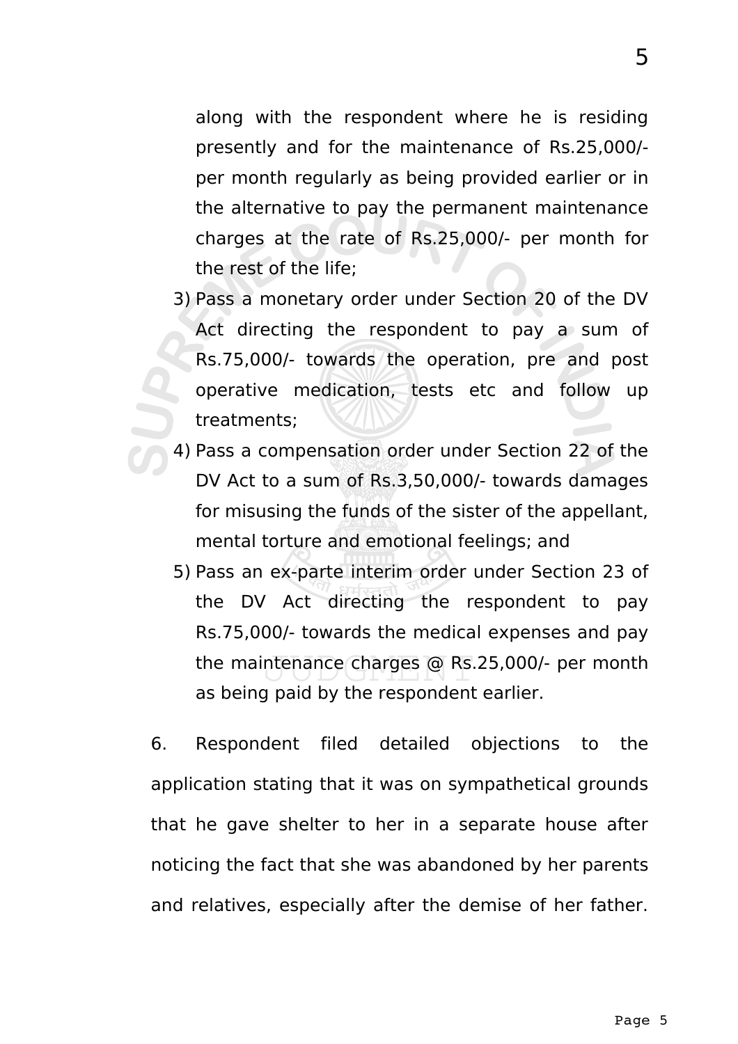along with the respondent where he is residing presently and for the maintenance of Rs.25,000/- per month regularly as being provided earlier or in the alternative to pay the permanent maintenance charges at the rate of Rs.25,000/- per month for the rest of the life;

3) Pass a monetary order under Section 20 of the DV Act directing the respondent to pay a sum of Rs.75,000/- towards the operation, pre and post operative medication, tests etc and follow up treatments;
4) Pass a compensation order under Section 22 of the DV Act to a sum of Rs.3,50,000/- towards damages for misusing the funds of the sister of the appellant, mental torture and emotional feelings; and
5) Pass an ex-parte interim order under Section 23 of the DV Act directing the respondent to pay Rs.75,000/- towards the medical expenses and pay the maintenance charges @ Rs.25,000/- per month as being paid by the respondent earlier.

6. Respondent filed detailed objections to the application stating that it was on sympathetical grounds that he gave shelter to her in a separate house after noticing the fact that she was abandoned by her parents and relatives, especially after the demise of her father.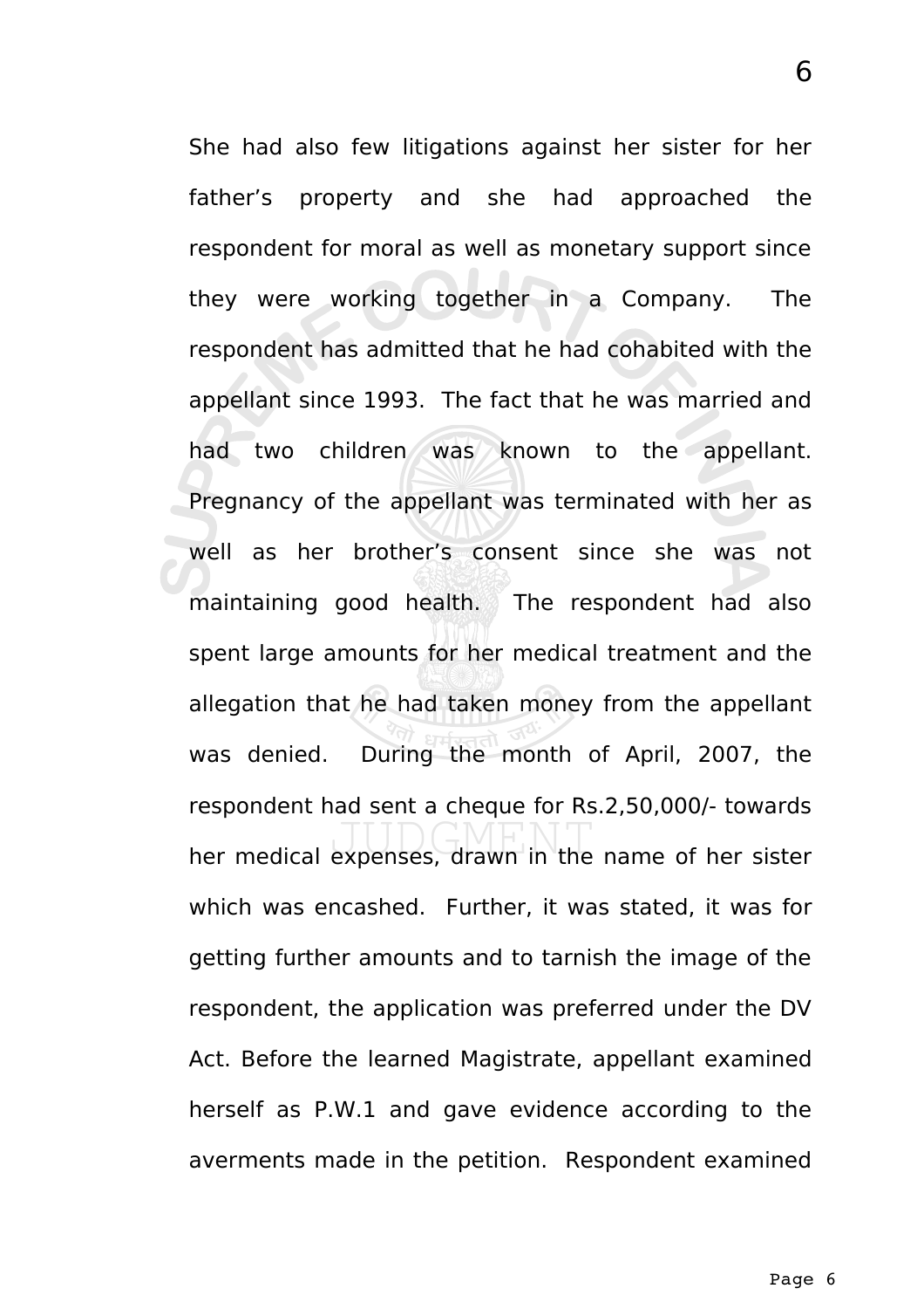She had also few litigations against her sister for her father's property and she had approached the respondent for moral as well as monetary support since they were working together in a Company. The respondent has admitted that he had cohabited with the appellant since 1993. The fact that he was married and had two children was known to the appellant. Pregnancy of the appellant was terminated with her as well as her brother's consent since she was not maintaining good health. The respondent had also spent large amounts for her medical treatment and the allegation that he had taken money from the appellant was denied. During the month of April, 2007, the respondent had sent a cheque for Rs.2,50,000/- towards her medical expenses, drawn in the name of her sister which was encashed. Further, it was stated, it was for getting further amounts and to tarnish the image of the respondent, the application was preferred under the DV Act. Before the learned Magistrate, appellant examined herself as P.W.1 and gave evidence according to the averments made in the petition. Respondent examined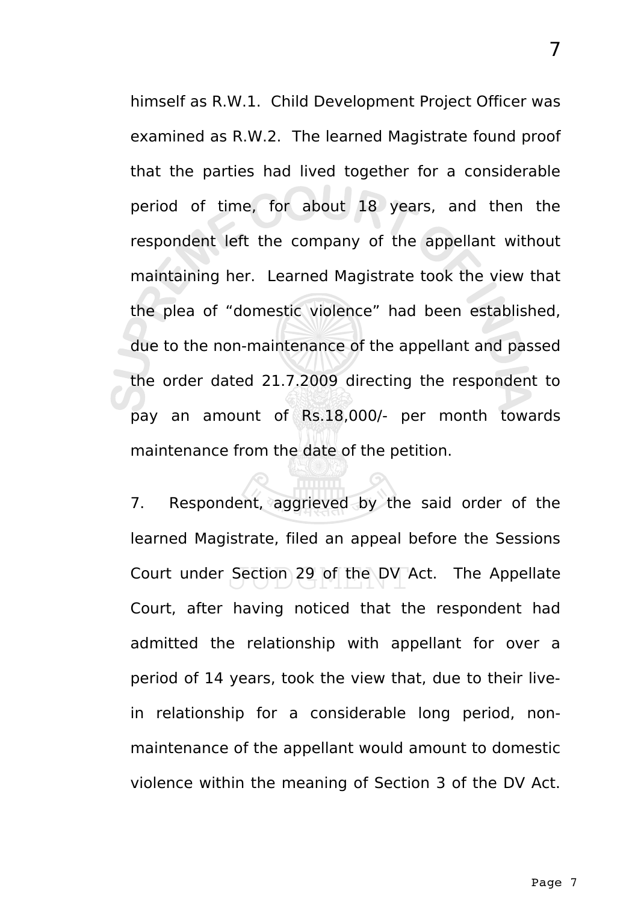himself as R.W.1. Child Development Project Officer was examined as R.W.2. The learned Magistrate found proof that the parties had lived together for a considerable period of time, for about 18 years, and then the respondent left the company of the appellant without maintaining her. Learned Magistrate took the view that the plea of "domestic violence" had been established, due to the non-maintenance of the appellant and passed the order dated 21.7.2009 directing the respondent to pay an amount of Rs.18,000/- per month towards maintenance from the date of the petition.

7. Respondent, aggrieved by the said order of the learned Magistrate, filed an appeal before the Sessions Court under Section 29 of the DV Act. The Appellate Court, after having noticed that the respondent had admitted the relationship with appellant for over a period of 14 years, took the view that, due to their live-in relationship for a considerable long period, non-maintenance of the appellant would amount to domestic violence within the meaning of Section 3 of the DV Act.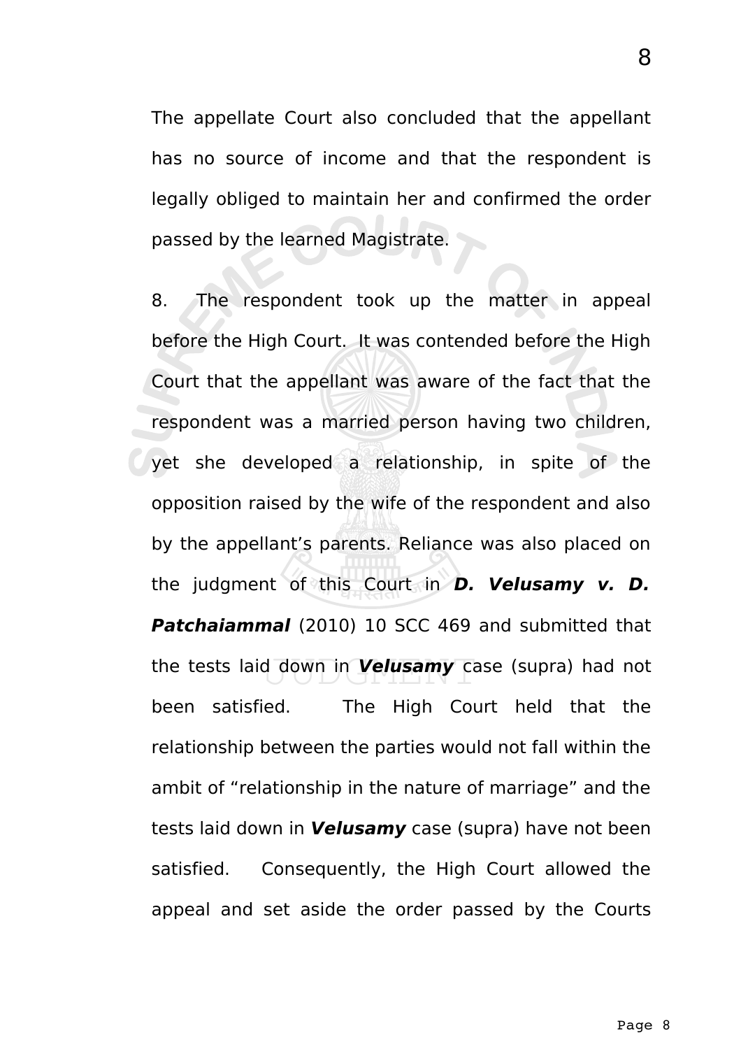The appellate Court also concluded that the appellant has no source of income and that the respondent is legally obliged to maintain her and confirmed the order passed by the learned Magistrate.

8. The respondent took up the matter in appeal before the High Court. It was contended before the High Court that the appellant was aware of the fact that the respondent was a married person having two children, yet she developed a relationship, in spite of the opposition raised by the wife of the respondent and also by the appellant's parents. Reliance was also placed on the judgment of this Court in ***D. Velusamy v. D. Patchaiammal*** (2010) 10 SCC 469 and submitted that the tests laid down in ***Velusamy*** case (supra) had not been satisfied. The High Court held that the relationship between the parties would not fall within the ambit of "relationship in the nature of marriage" and the tests laid down in ***Velusamy*** case (supra) have not been satisfied. Consequently, the High Court allowed the appeal and set aside the order passed by the Courts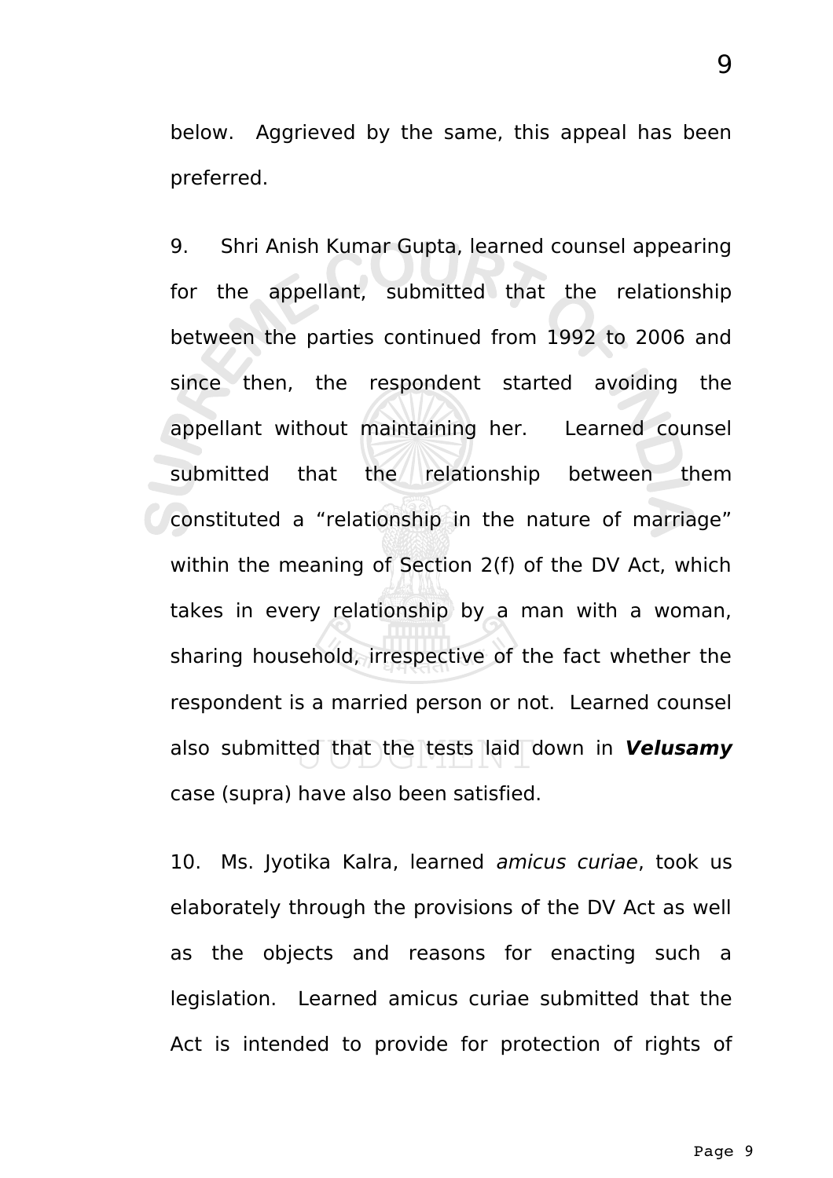below. Aggrieved by the same, this appeal has been preferred.

9. Shri Anish Kumar Gupta, learned counsel appearing for the appellant, submitted that the relationship between the parties continued from 1992 to 2006 and since then, the respondent started avoiding the appellant without maintaining her. Learned counsel submitted that the relationship between them constituted a "relationship in the nature of marriage" within the meaning of Section 2(f) of the DV Act, which takes in every relationship by a man with a woman, sharing household, irrespective of the fact whether the respondent is a married person or not. Learned counsel also submitted that the tests laid down in ***Velusamy*** case (supra) have also been satisfied.

10. Ms. Jyotika Kalra, learned *amicus curiae*, took us elaborately through the provisions of the DV Act as well as the objects and reasons for enacting such a legislation. Learned amicus curiae submitted that the Act is intended to provide for protection of rights of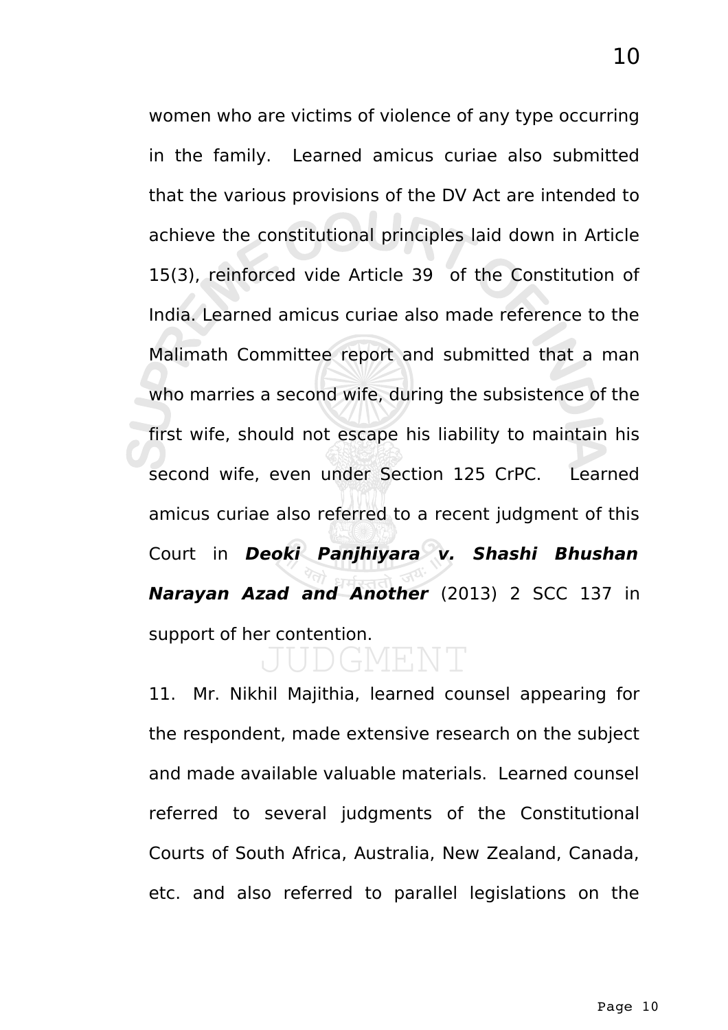women who are victims of violence of any type occurring in the family. Learned amicus curiae also submitted that the various provisions of the DV Act are intended to achieve the constitutional principles laid down in Article 15(3), reinforced vide Article 39 of the Constitution of India. Learned amicus curiae also made reference to the Malimath Committee report and submitted that a man who marries a second wife, during the subsistence of the first wife, should not escape his liability to maintain his second wife, even under Section 125 CrPC. Learned amicus curiae also referred to a recent judgment of this Court in ***Deoki Panjhiyara v. Shashi Bhushan Narayan Azad and Another*** (2013) 2 SCC 137 in support of her contention.

11. Mr. Nikhil Majithia, learned counsel appearing for the respondent, made extensive research on the subject and made available valuable materials. Learned counsel referred to several judgments of the Constitutional Courts of South Africa, Australia, New Zealand, Canada, etc. and also referred to parallel legislations on the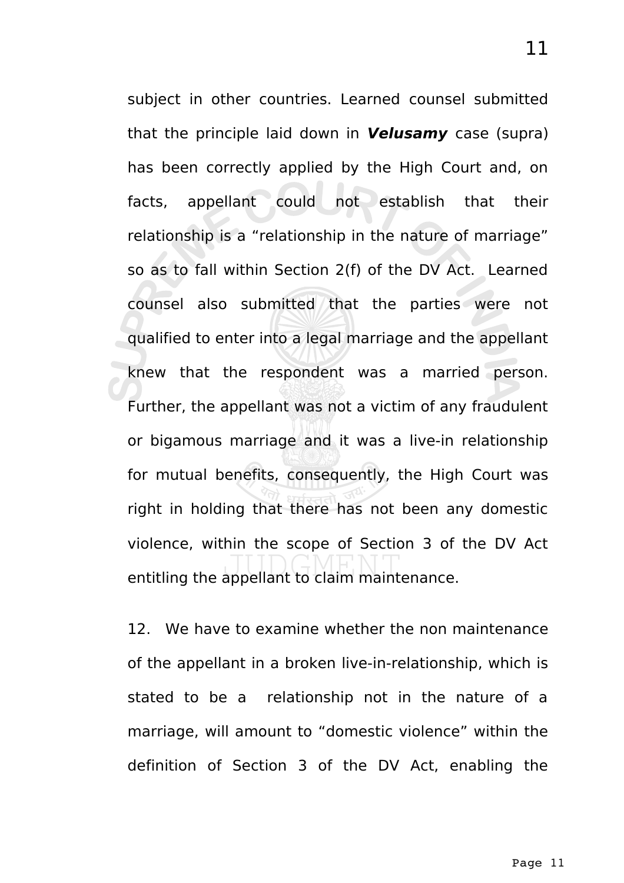subject in other countries. Learned counsel submitted that the principle laid down in ***Velusamy*** case (supra) has been correctly applied by the High Court and, on facts, appellant could not establish that their relationship is a "relationship in the nature of marriage" so as to fall within Section 2(f) of the DV Act. Learned counsel also submitted that the parties were not qualified to enter into a legal marriage and the appellant knew that the respondent was a married person. Further, the appellant was not a victim of any fraudulent or bigamous marriage and it was a live-in relationship for mutual benefits, consequently, the High Court was right in holding that there has not been any domestic violence, within the scope of Section 3 of the DV Act entitling the appellant to claim maintenance.

12. We have to examine whether the non maintenance of the appellant in a broken live-in-relationship, which is stated to be a relationship not in the nature of a marriage, will amount to "domestic violence" within the definition of Section 3 of the DV Act, enabling the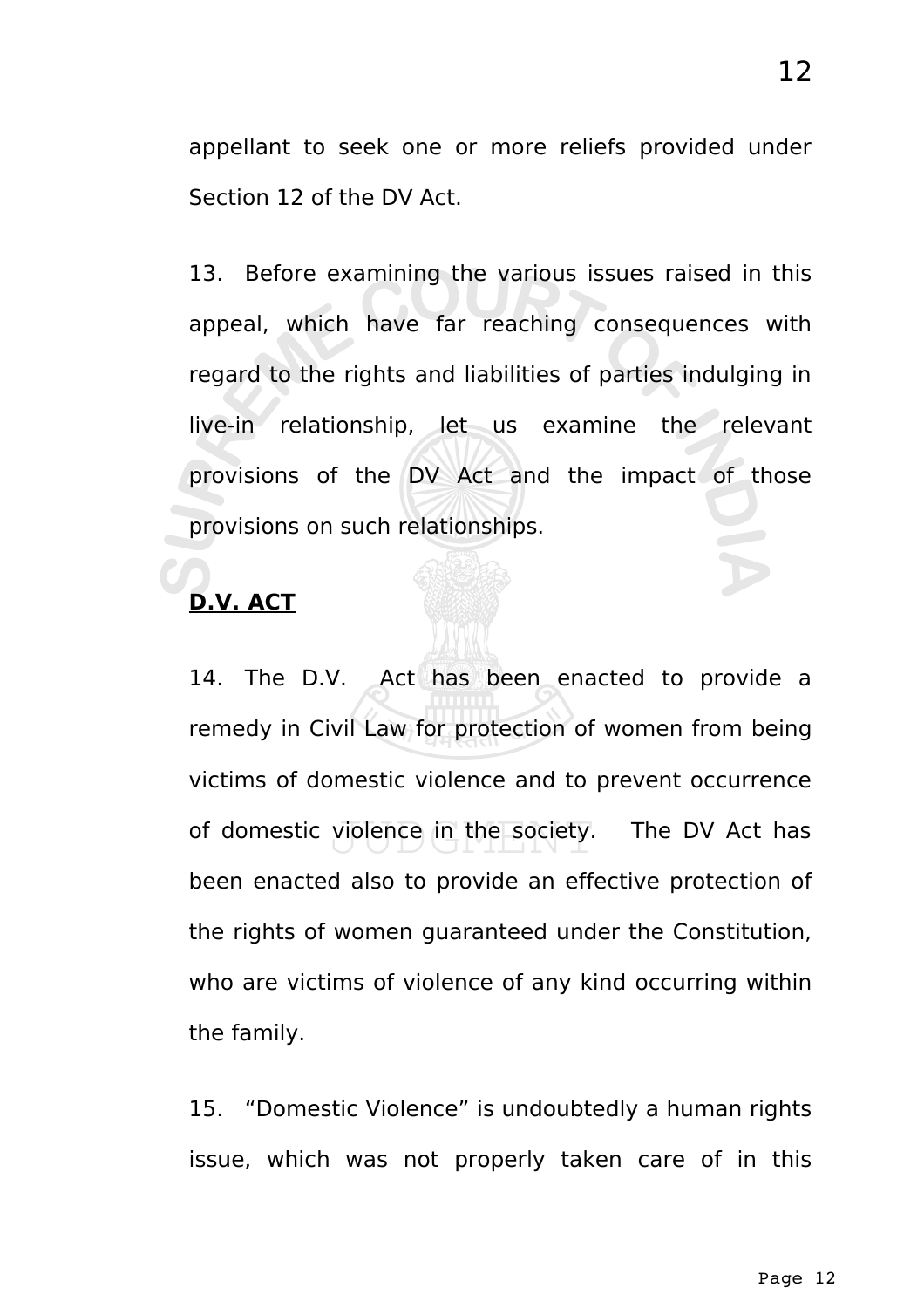appellant to seek one or more reliefs provided under Section 12 of the DV Act.

13. Before examining the various issues raised in this appeal, which have far reaching consequences with regard to the rights and liabilities of parties indulging in live-in relationship, let us examine the relevant provisions of the DV Act and the impact of those provisions on such relationships.

**D.V. ACT**

14. The D.V. Act has been enacted to provide a remedy in Civil Law for protection of women from being victims of domestic violence and to prevent occurrence of domestic violence in the society. The DV Act has been enacted also to provide an effective protection of the rights of women guaranteed under the Constitution, who are victims of violence of any kind occurring within the family.

15. "Domestic Violence" is undoubtedly a human rights issue, which was not properly taken care of in this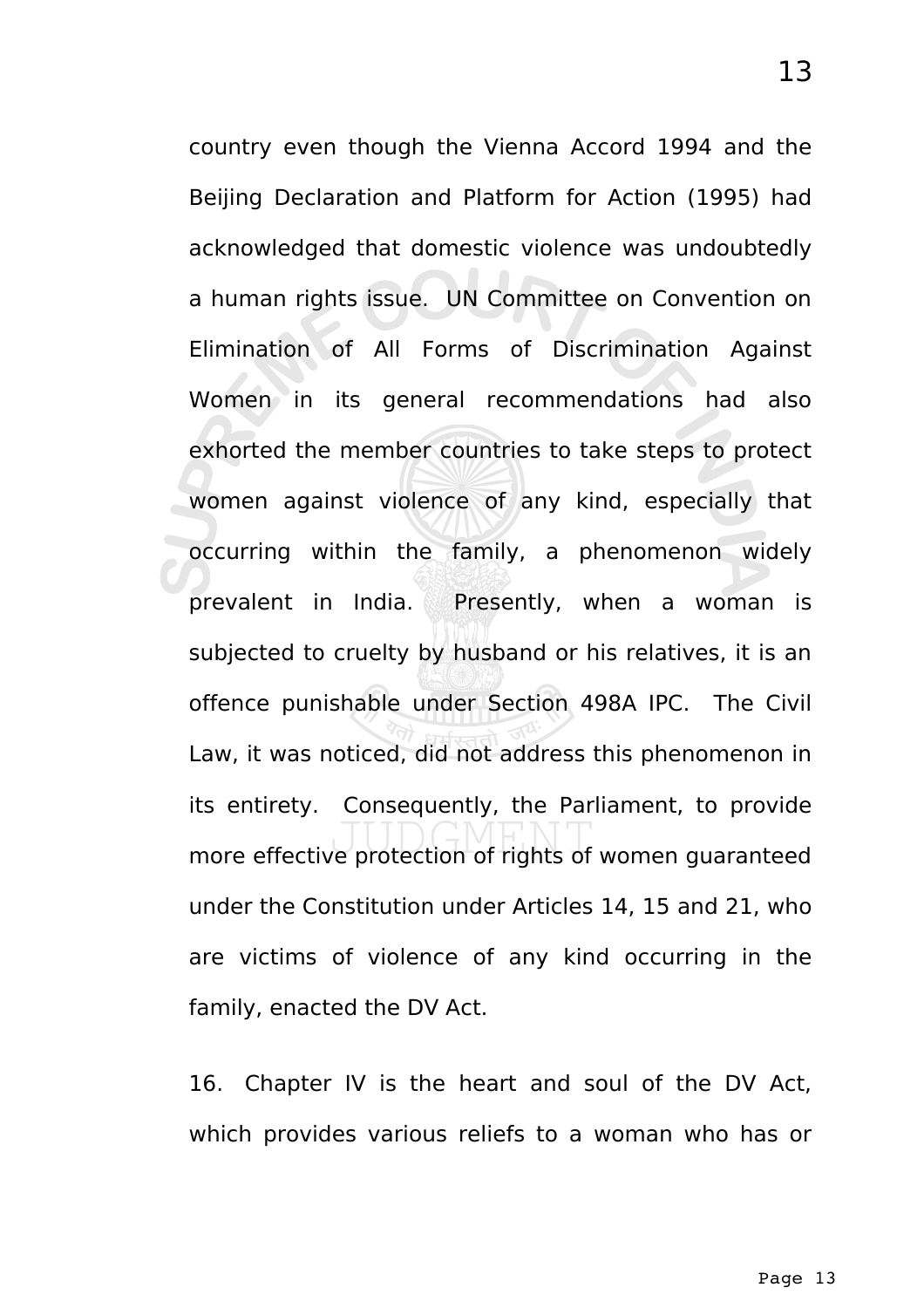country even though the Vienna Accord 1994 and the Beijing Declaration and Platform for Action (1995) had acknowledged that domestic violence was undoubtedly a human rights issue. UN Committee on Convention on Elimination of All Forms of Discrimination Against Women in its general recommendations had also exhorted the member countries to take steps to protect women against violence of any kind, especially that occurring within the family, a phenomenon widely prevalent in India. Presently, when a woman is subjected to cruelty by husband or his relatives, it is an offence punishable under Section 498A IPC. The Civil Law, it was noticed, did not address this phenomenon in its entirety. Consequently, the Parliament, to provide more effective protection of rights of women guaranteed under the Constitution under Articles 14, 15 and 21, who are victims of violence of any kind occurring in the family, enacted the DV Act.

16. Chapter IV is the heart and soul of the DV Act, which provides various reliefs to a woman who has or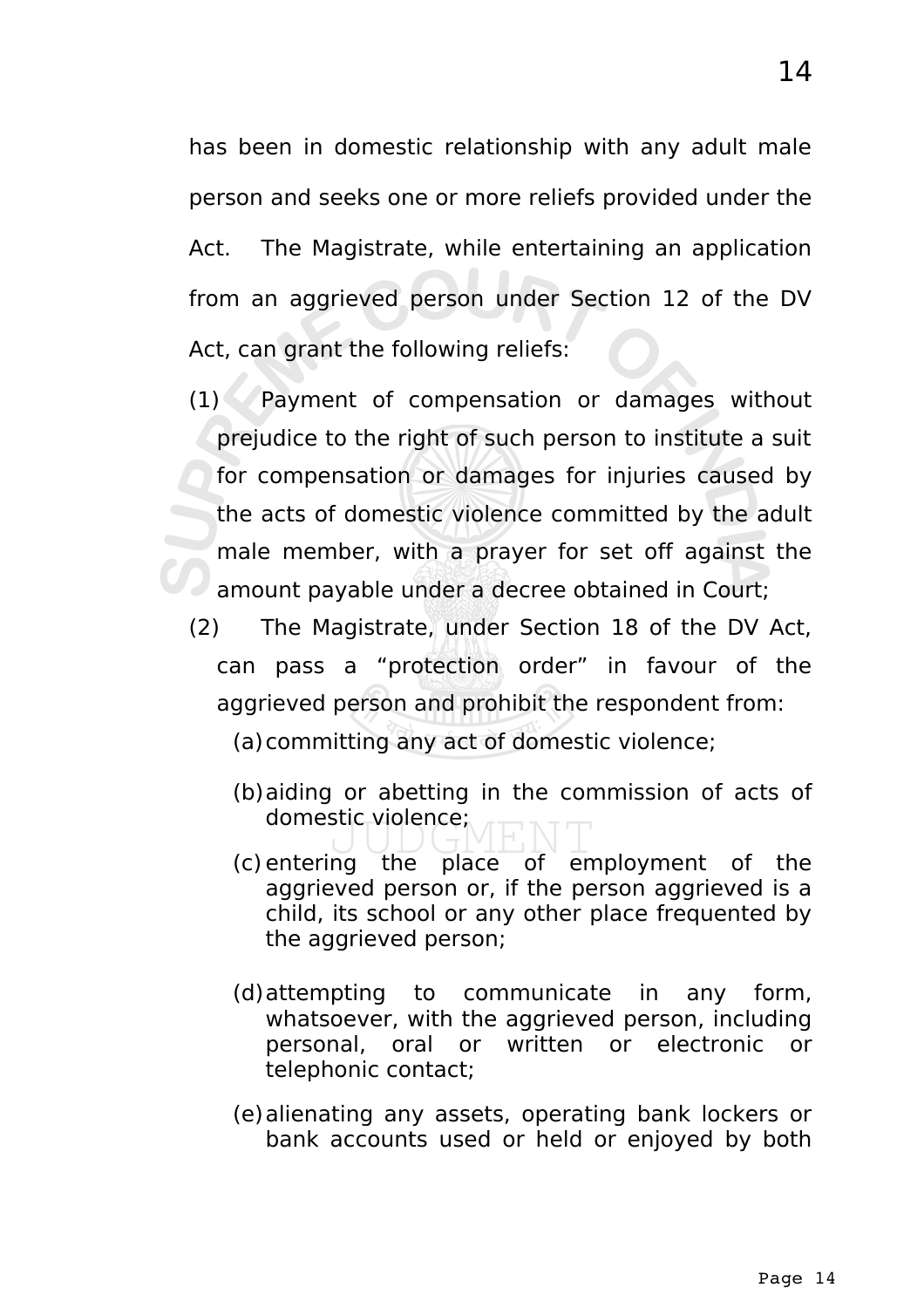has been in domestic relationship with any adult male person and seeks one or more reliefs provided under the Act. The Magistrate, while entertaining an application from an aggrieved person under Section 12 of the DV Act, can grant the following reliefs:

(1) Payment of compensation or damages without prejudice to the right of such person to institute a suit for compensation or damages for injuries caused by the acts of domestic violence committed by the adult male member, with a prayer for set off against the amount payable under a decree obtained in Court;

(2) The Magistrate, under Section 18 of the DV Act, can pass a "protection order" in favour of the aggrieved person and prohibit the respondent from:

(a) committing any act of domestic violence;

(b) aiding or abetting in the commission of acts of domestic violence;

(c) entering the place of employment of the aggrieved person or, if the person aggrieved is a child, its school or any other place frequented by the aggrieved person;

(d) attempting to communicate in any form, whatsoever, with the aggrieved person, including personal, oral or written or electronic or telephonic contact;

(e) alienating any assets, operating bank lockers or bank accounts used or held or enjoyed by both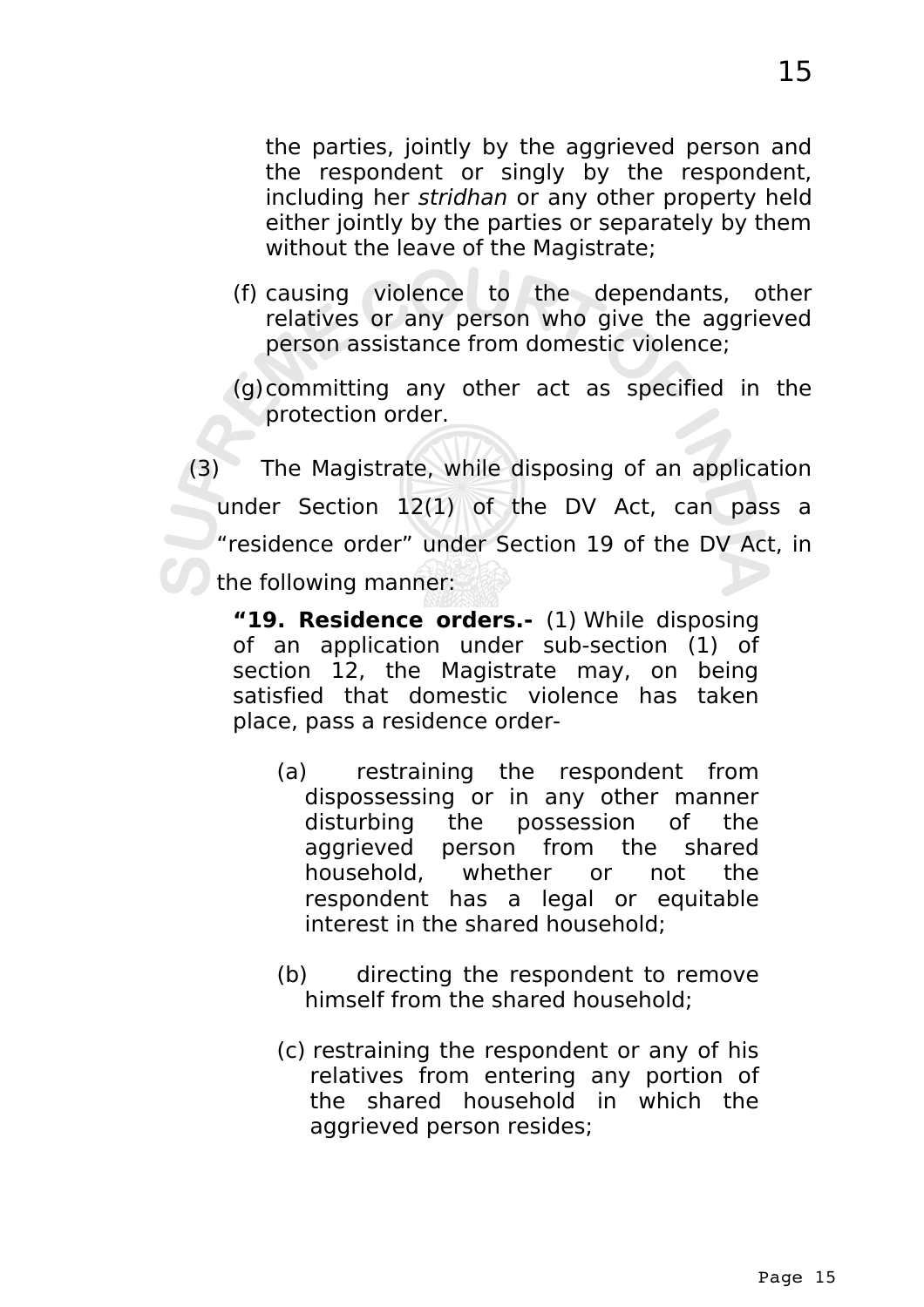the parties, jointly by the aggrieved person and the respondent or singly by the respondent, including her *stridhan* or any other property held either jointly by the parties or separately by them without the leave of the Magistrate;

(f) causing violence to the dependants, other relatives or any person who give the aggrieved person assistance from domestic violence;

(g) committing any other act as specified in the protection order.

(3) The Magistrate, while disposing of an application under Section 12(1) of the DV Act, can pass a "residence order" under Section 19 of the DV Act, in the following manner:

> **"19. Residence orders.-** (1) While disposing of an application under sub-section (1) of section 12, the Magistrate may, on being satisfied that domestic violence has taken place, pass a residence order-
>
> (a) restraining the respondent from dispossessing or in any other manner disturbing the possession of the aggrieved person from the shared household, whether or not the respondent has a legal or equitable interest in the shared household;
>
> (b) directing the respondent to remove himself from the shared household;
>
> (c) restraining the respondent or any of his relatives from entering any portion of the shared household in which the aggrieved person resides;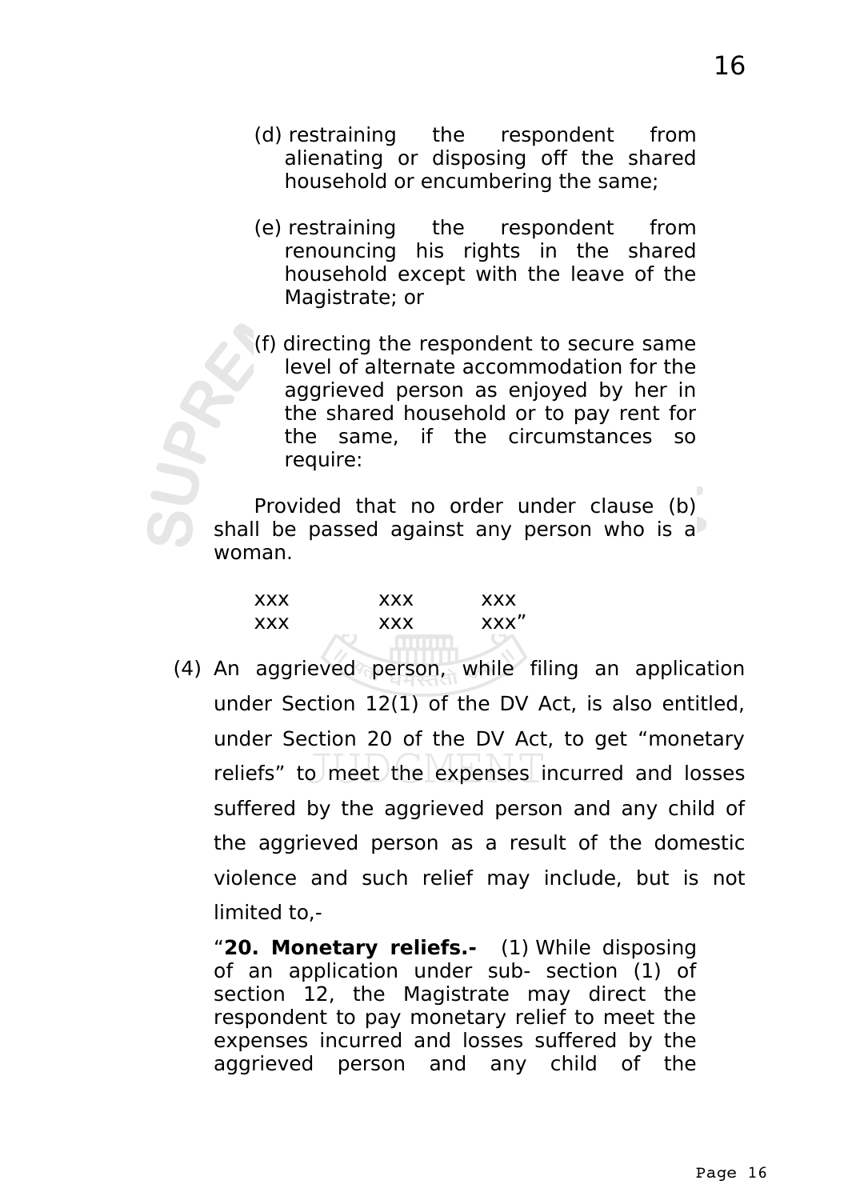(d) restraining the respondent from alienating or disposing off the shared household or encumbering the same;

(e) restraining the respondent from renouncing his rights in the shared household except with the leave of the Magistrate; or

(f) directing the respondent to secure same level of alternate accommodation for the aggrieved person as enjoyed by her in the shared household or to pay rent for the same, if the circumstances so require:

Provided that no order under clause (b) shall be passed against any person who is a woman.

xxx xxx xxx
xxx xxx xxx"

(4) An aggrieved person, while filing an application under Section 12(1) of the DV Act, is also entitled, under Section 20 of the DV Act, to get "monetary reliefs" to meet the expenses incurred and losses suffered by the aggrieved person and any child of the aggrieved person as a result of the domestic violence and such relief may include, but is not limited to,-

"**20. Monetary reliefs.-** (1) While disposing of an application under sub- section (1) of section 12, the Magistrate may direct the respondent to pay monetary relief to meet the expenses incurred and losses suffered by the aggrieved person and any child of the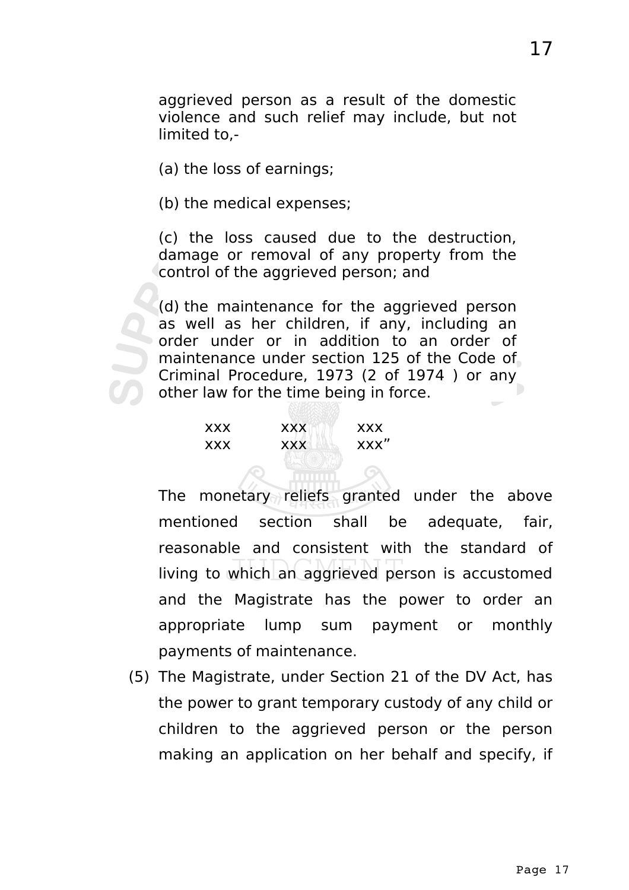aggrieved person as a result of the domestic violence and such relief may include, but not limited to,-

(a) the loss of earnings;

(b) the medical expenses;

(c) the loss caused due to the destruction, damage or removal of any property from the control of the aggrieved person; and

(d) the maintenance for the aggrieved person as well as her children, if any, including an order under or in addition to an order of maintenance under section 125 of the Code of Criminal Procedure, 1973 (2 of 1974 ) or any other law for the time being in force.

xxx xxx xxx
xxx xxx xxx”

The monetary reliefs granted under the above mentioned section shall be adequate, fair, reasonable and consistent with the standard of living to which an aggrieved person is accustomed and the Magistrate has the power to order an appropriate lump sum payment or monthly payments of maintenance.

(5) The Magistrate, under Section 21 of the DV Act, has the power to grant temporary custody of any child or children to the aggrieved person or the person making an application on her behalf and specify, if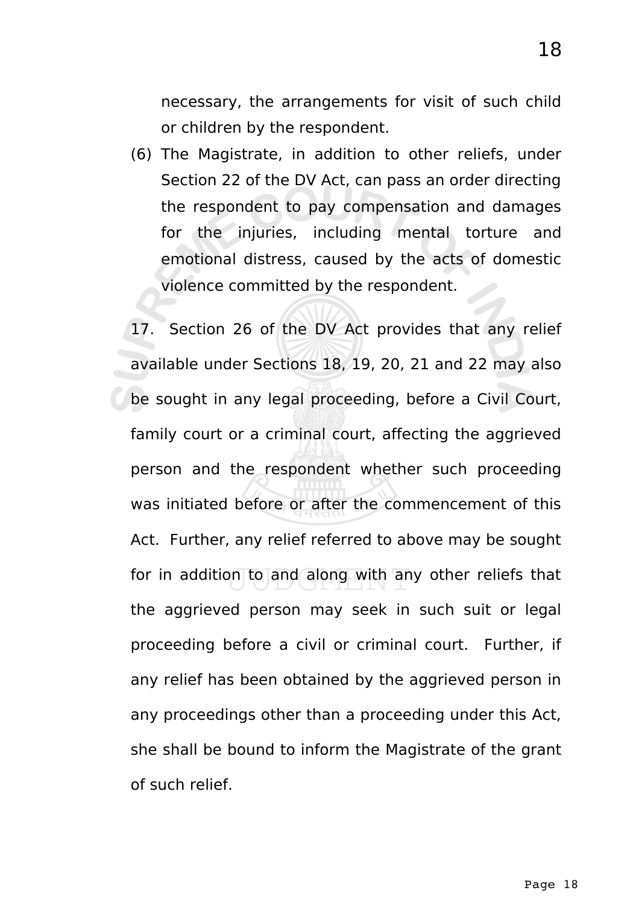necessary, the arrangements for visit of such child or children by the respondent.

(6) The Magistrate, in addition to other reliefs, under Section 22 of the DV Act, can pass an order directing the respondent to pay compensation and damages for the injuries, including mental torture and emotional distress, caused by the acts of domestic violence committed by the respondent.

17. Section 26 of the DV Act provides that any relief available under Sections 18, 19, 20, 21 and 22 may also be sought in any legal proceeding, before a Civil Court, family court or a criminal court, affecting the aggrieved person and the respondent whether such proceeding was initiated before or after the commencement of this Act. Further, any relief referred to above may be sought for in addition to and along with any other reliefs that the aggrieved person may seek in such suit or legal proceeding before a civil or criminal court. Further, if any relief has been obtained by the aggrieved person in any proceedings other than a proceeding under this Act, she shall be bound to inform the Magistrate of the grant of such relief.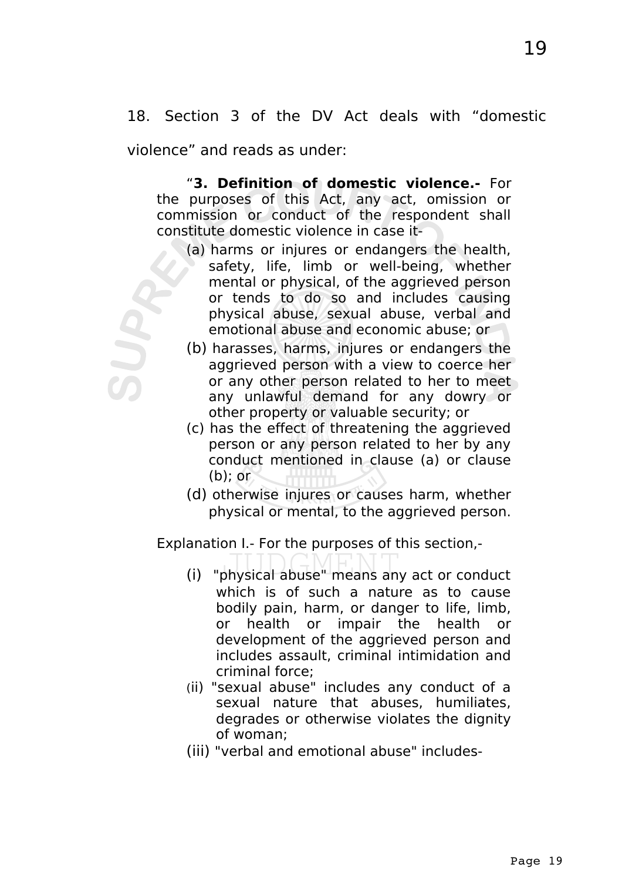18. Section 3 of the DV Act deals with "domestic violence" and reads as under:

> "**3. Definition of domestic violence.-** For the purposes of this Act, any act, omission or commission or conduct of the respondent shall constitute domestic violence in case it-
>
> (a) harms or injures or endangers the health, safety, life, limb or well-being, whether mental or physical, of the aggrieved person or tends to do so and includes causing physical abuse, sexual abuse, verbal and emotional abuse and economic abuse; or
>
> (b) harasses, harms, injures or endangers the aggrieved person with a view to coerce her or any other person related to her to meet any unlawful demand for any dowry or other property or valuable security; or
>
> (c) has the effect of threatening the aggrieved person or any person related to her by any conduct mentioned in clause (a) or clause (b); or
>
> (d) otherwise injures or causes harm, whether physical or mental, to the aggrieved person.
>
> Explanation I.- For the purposes of this section,-
>
> (i) "physical abuse" means any act or conduct which is of such a nature as to cause bodily pain, harm, or danger to life, limb, or health or impair the health or development of the aggrieved person and includes assault, criminal intimidation and criminal force;
>
> (ii) "sexual abuse" includes any conduct of a sexual nature that abuses, humiliates, degrades or otherwise violates the dignity of woman;
>
> (iii) "verbal and emotional abuse" includes-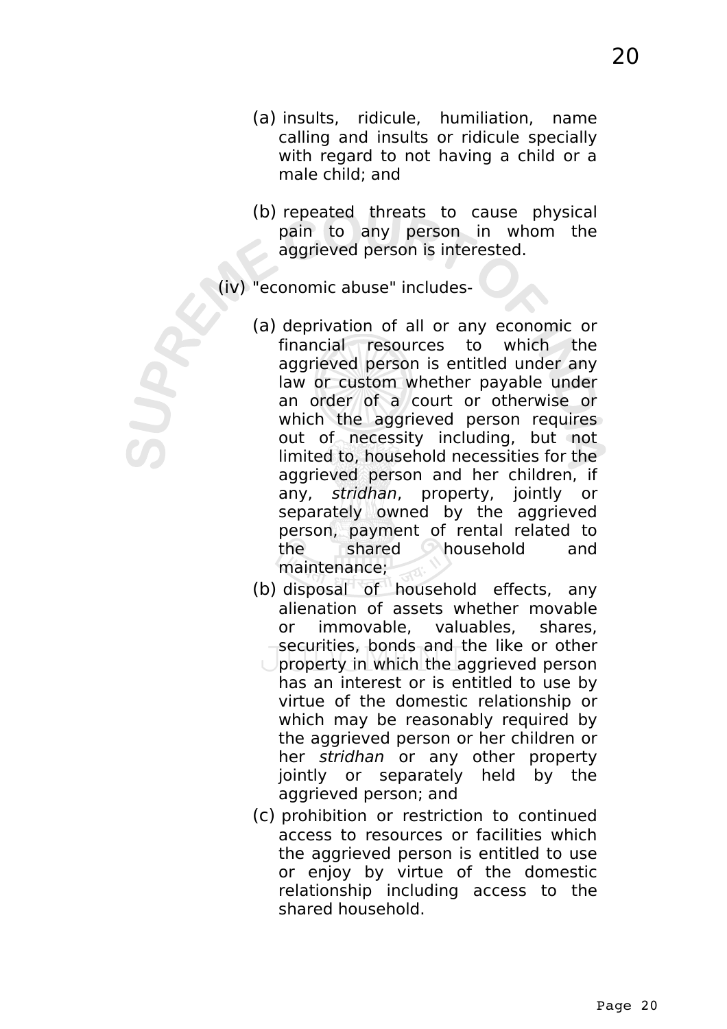(a) insults, ridicule, humiliation, name calling and insults or ridicule specially with regard to not having a child or a male child; and

(b) repeated threats to cause physical pain to any person in whom the aggrieved person is interested.

(iv) "economic abuse" includes-

(a) deprivation of all or any economic or financial resources to which the aggrieved person is entitled under any law or custom whether payable under an order of a court or otherwise or which the aggrieved person requires out of necessity including, but not limited to, household necessities for the aggrieved person and her children, if any, *stridhan*, property, jointly or separately owned by the aggrieved person, payment of rental related to the shared household and maintenance;

(b) disposal of household effects, any alienation of assets whether movable or immovable, valuables, shares, securities, bonds and the like or other property in which the aggrieved person has an interest or is entitled to use by virtue of the domestic relationship or which may be reasonably required by the aggrieved person or her children or her *stridhan* or any other property jointly or separately held by the aggrieved person; and

(c) prohibition or restriction to continued access to resources or facilities which the aggrieved person is entitled to use or enjoy by virtue of the domestic relationship including access to the shared household.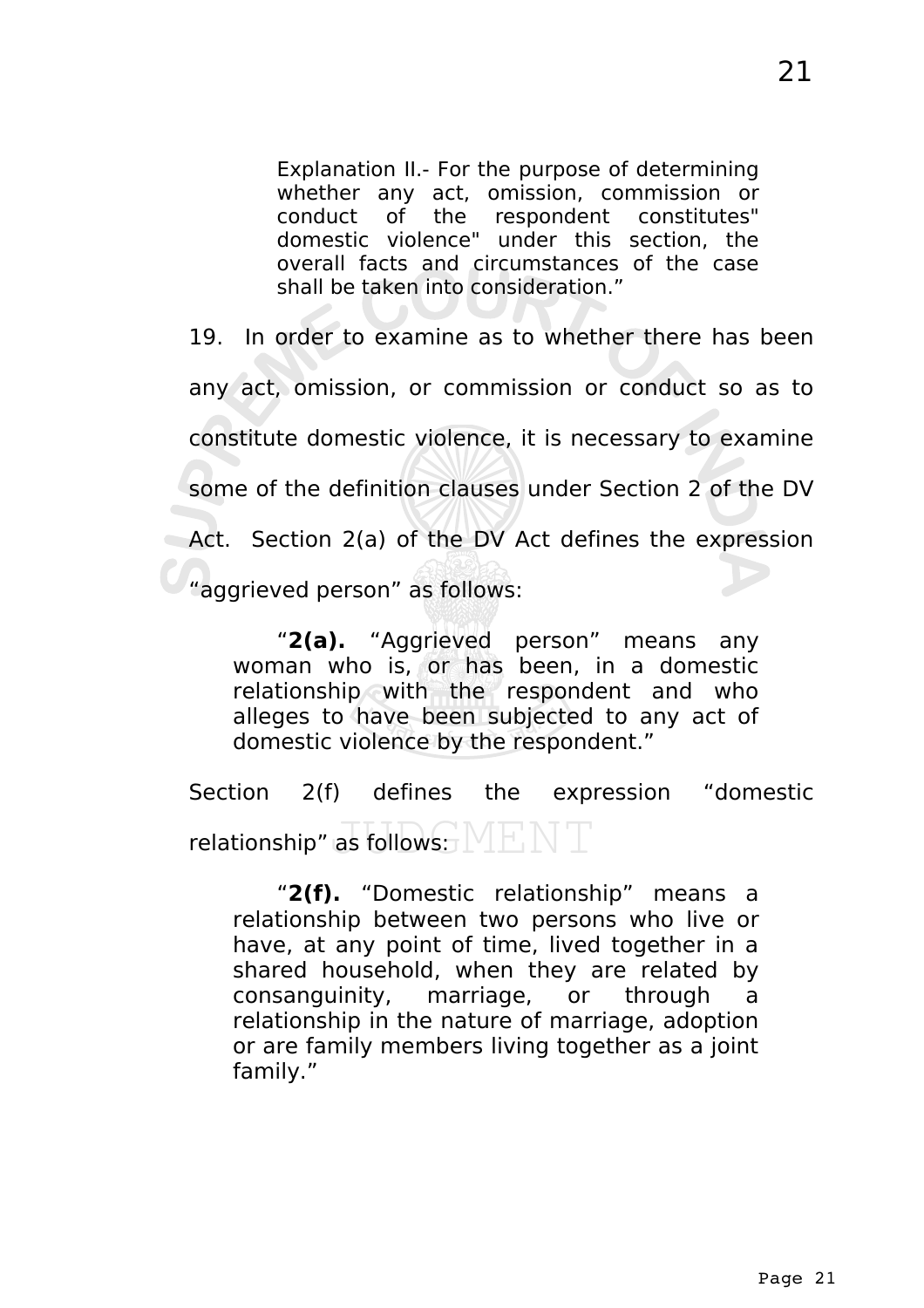> Explanation II.- For the purpose of determining whether any act, omission, commission or conduct of the respondent constitutes" domestic violence" under this section, the overall facts and circumstances of the case shall be taken into consideration."

19. In order to examine as to whether there has been any act, omission, or commission or conduct so as to constitute domestic violence, it is necessary to examine some of the definition clauses under Section 2 of the DV Act. Section 2(a) of the DV Act defines the expression "aggrieved person" as follows:

> "**2(a).** "Aggrieved person" means any woman who is, or has been, in a domestic relationship with the respondent and who alleges to have been subjected to any act of domestic violence by the respondent."

Section 2(f) defines the expression "domestic relationship" as follows:

> "**2(f).** "Domestic relationship" means a relationship between two persons who live or have, at any point of time, lived together in a shared household, when they are related by consanguinity, marriage, or through a relationship in the nature of marriage, adoption or are family members living together as a joint family."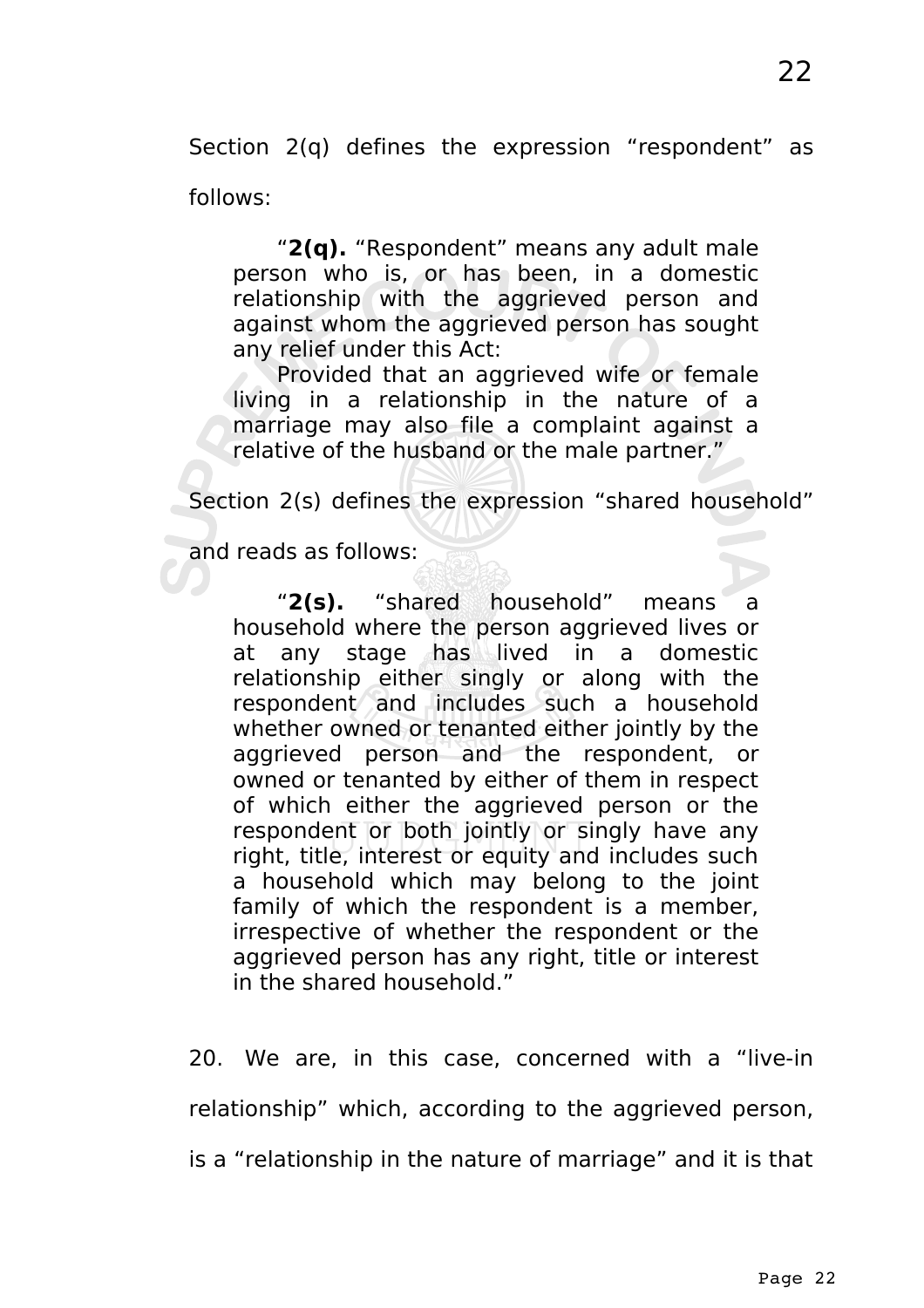Section 2(q) defines the expression “respondent” as follows:

> “**2(q).** “Respondent” means any adult male person who is, or has been, in a domestic relationship with the aggrieved person and against whom the aggrieved person has sought any relief under this Act:
>
> Provided that an aggrieved wife or female living in a relationship in the nature of a marriage may also file a complaint against a relative of the husband or the male partner.”

Section 2(s) defines the expression “shared household” and reads as follows:

> “**2(s).** “shared household” means a household where the person aggrieved lives or at any stage has lived in a domestic relationship either singly or along with the respondent and includes such a household whether owned or tenanted either jointly by the aggrieved person and the respondent, or owned or tenanted by either of them in respect of which either the aggrieved person or the respondent or both jointly or singly have any right, title, interest or equity and includes such a household which may belong to the joint family of which the respondent is a member, irrespective of whether the respondent or the aggrieved person has any right, title or interest in the shared household.”

20. We are, in this case, concerned with a “live-in relationship” which, according to the aggrieved person, is a “relationship in the nature of marriage” and it is that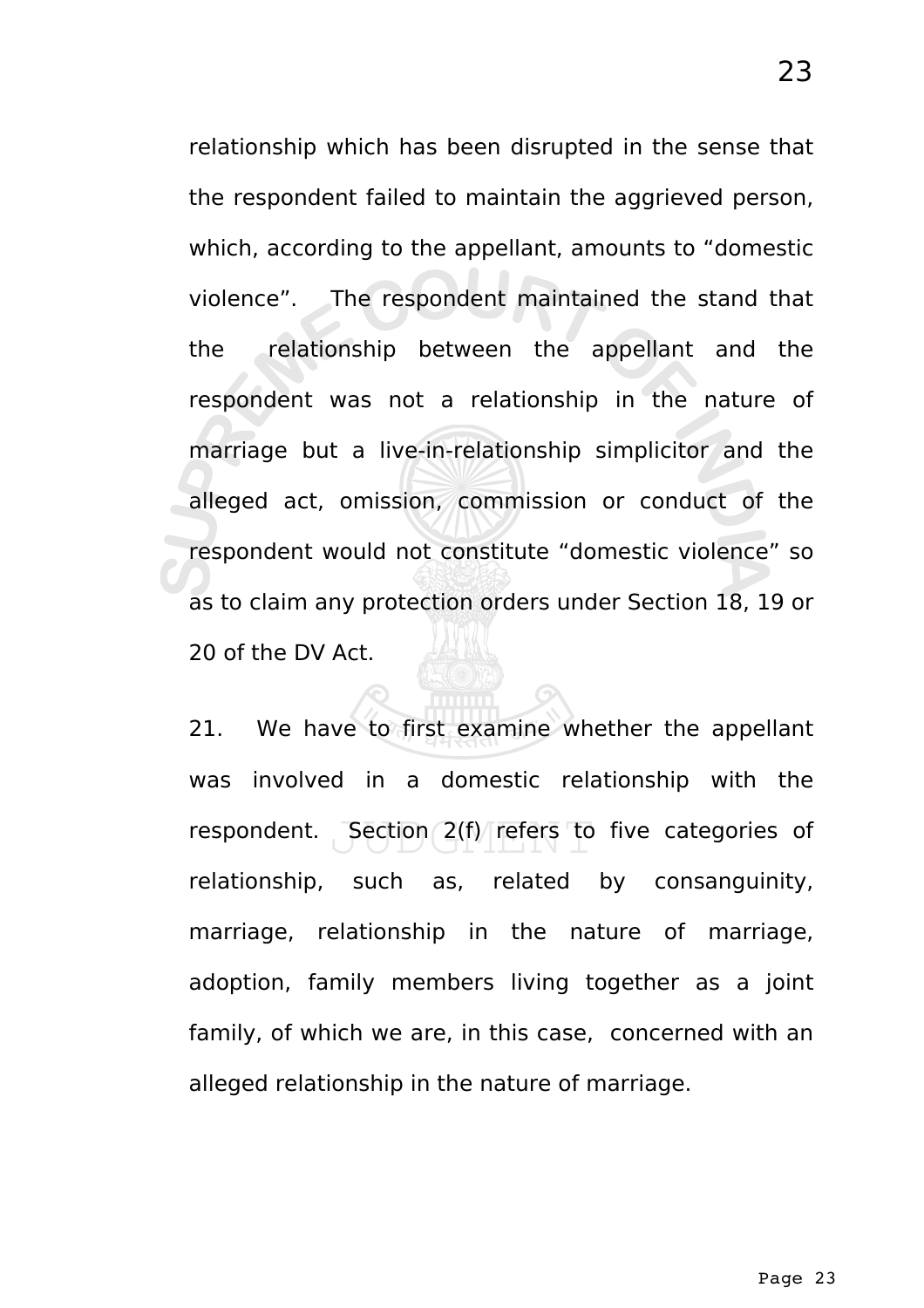relationship which has been disrupted in the sense that the respondent failed to maintain the aggrieved person, which, according to the appellant, amounts to "domestic violence". The respondent maintained the stand that the relationship between the appellant and the respondent was not a relationship in the nature of marriage but a live-in-relationship simplicitor and the alleged act, omission, commission or conduct of the respondent would not constitute "domestic violence" so as to claim any protection orders under Section 18, 19 or 20 of the DV Act.

21. We have to first examine whether the appellant was involved in a domestic relationship with the respondent. Section 2(f) refers to five categories of relationship, such as, related by consanguinity, marriage, relationship in the nature of marriage, adoption, family members living together as a joint family, of which we are, in this case, concerned with an alleged relationship in the nature of marriage.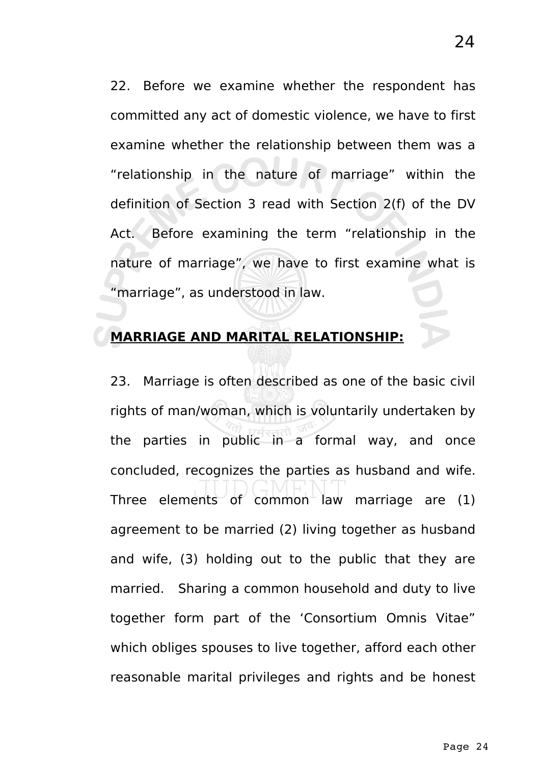22. Before we examine whether the respondent has committed any act of domestic violence, we have to first examine whether the relationship between them was a "relationship in the nature of marriage" within the definition of Section 3 read with Section 2(f) of the DV Act. Before examining the term "relationship in the nature of marriage", we have to first examine what is "marriage", as understood in law.

**MARRIAGE AND MARITAL RELATIONSHIP:**

23. Marriage is often described as one of the basic civil rights of man/woman, which is voluntarily undertaken by the parties in public in a formal way, and once concluded, recognizes the parties as husband and wife. Three elements of common law marriage are (1) agreement to be married (2) living together as husband and wife, (3) holding out to the public that they are married. Sharing a common household and duty to live together form part of the 'Consortium Omnis Vitae" which obliges spouses to live together, afford each other reasonable marital privileges and rights and be honest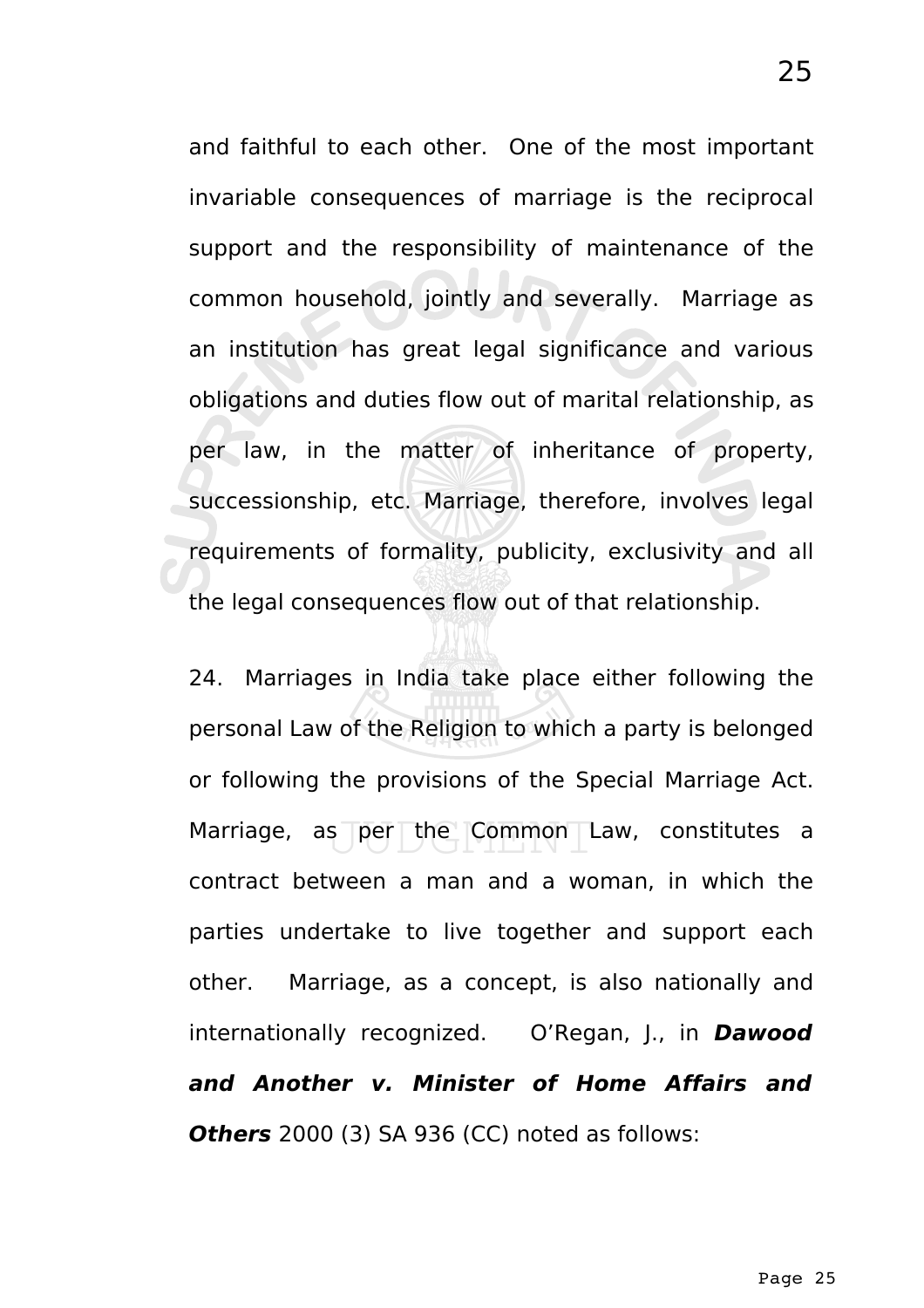and faithful to each other. One of the most important invariable consequences of marriage is the reciprocal support and the responsibility of maintenance of the common household, jointly and severally. Marriage as an institution has great legal significance and various obligations and duties flow out of marital relationship, as per law, in the matter of inheritance of property, successionship, etc. Marriage, therefore, involves legal requirements of formality, publicity, exclusivity and all the legal consequences flow out of that relationship.

24. Marriages in India take place either following the personal Law of the Religion to which a party is belonged or following the provisions of the Special Marriage Act. Marriage, as per the Common Law, constitutes a contract between a man and a woman, in which the parties undertake to live together and support each other. Marriage, as a concept, is also nationally and internationally recognized. O'Regan, J., in ***Dawood and Another v. Minister of Home Affairs and Others*** 2000 (3) SA 936 (CC) noted as follows: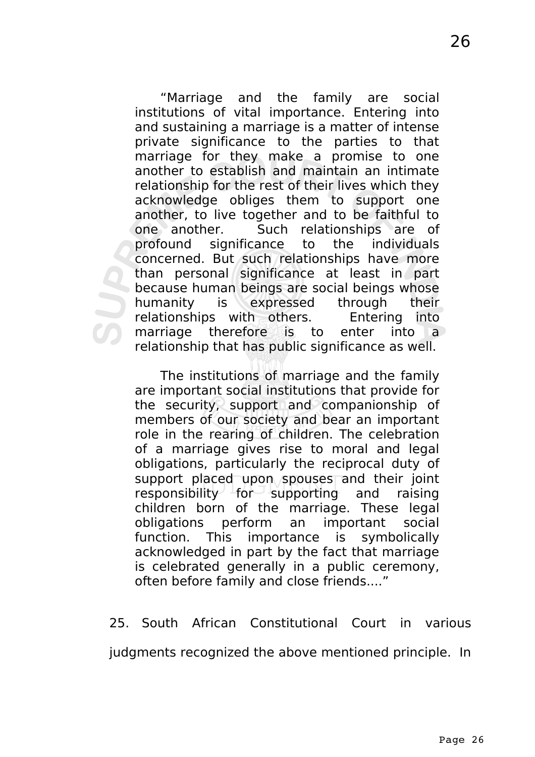> "Marriage and the family are social institutions of vital importance. Entering into and sustaining a marriage is a matter of intense private significance to the parties to that marriage for they make a promise to one another to establish and maintain an intimate relationship for the rest of their lives which they acknowledge obliges them to support one another, to live together and to be faithful to one another. Such relationships are of profound significance to the individuals concerned. But such relationships have more than personal significance at least in part because human beings are social beings whose humanity is expressed through their relationships with others. Entering into marriage therefore is to enter into a relationship that has public significance as well.
>
> The institutions of marriage and the family are important social institutions that provide for the security, support and companionship of members of our society and bear an important role in the rearing of children. The celebration of a marriage gives rise to moral and legal obligations, particularly the reciprocal duty of support placed upon spouses and their joint responsibility for supporting and raising children born of the marriage. These legal obligations perform an important social function. This importance is symbolically acknowledged in part by the fact that marriage is celebrated generally in a public ceremony, often before family and close friends...."

25. South African Constitutional Court in various judgments recognized the above mentioned principle. In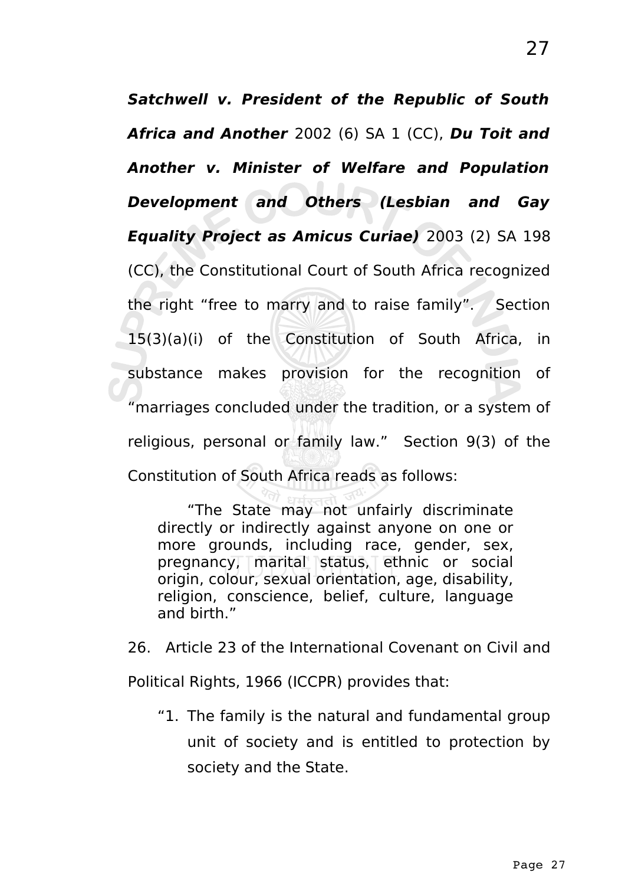***Satchwell v. President of the Republic of South Africa and Another*** 2002 (6) SA 1 (CC), ***Du Toit and Another v. Minister of Welfare and Population Development and Others (Lesbian and Gay Equality Project as Amicus Curiae)*** 2003 (2) SA 198 (CC), the Constitutional Court of South Africa recognized the right "free to marry and to raise family". Section 15(3)(a)(i) of the Constitution of South Africa, in substance makes provision for the recognition of "marriages concluded under the tradition, or a system of religious, personal or family law." Section 9(3) of the Constitution of South Africa reads as follows:

> "The State may not unfairly discriminate directly or indirectly against anyone on one or more grounds, including race, gender, sex, pregnancy, marital status, ethnic or social origin, colour, sexual orientation, age, disability, religion, conscience, belief, culture, language and birth."

26. Article 23 of the International Covenant on Civil and Political Rights, 1966 (ICCPR) provides that:

> "1. The family is the natural and fundamental group unit of society and is entitled to protection by society and the State.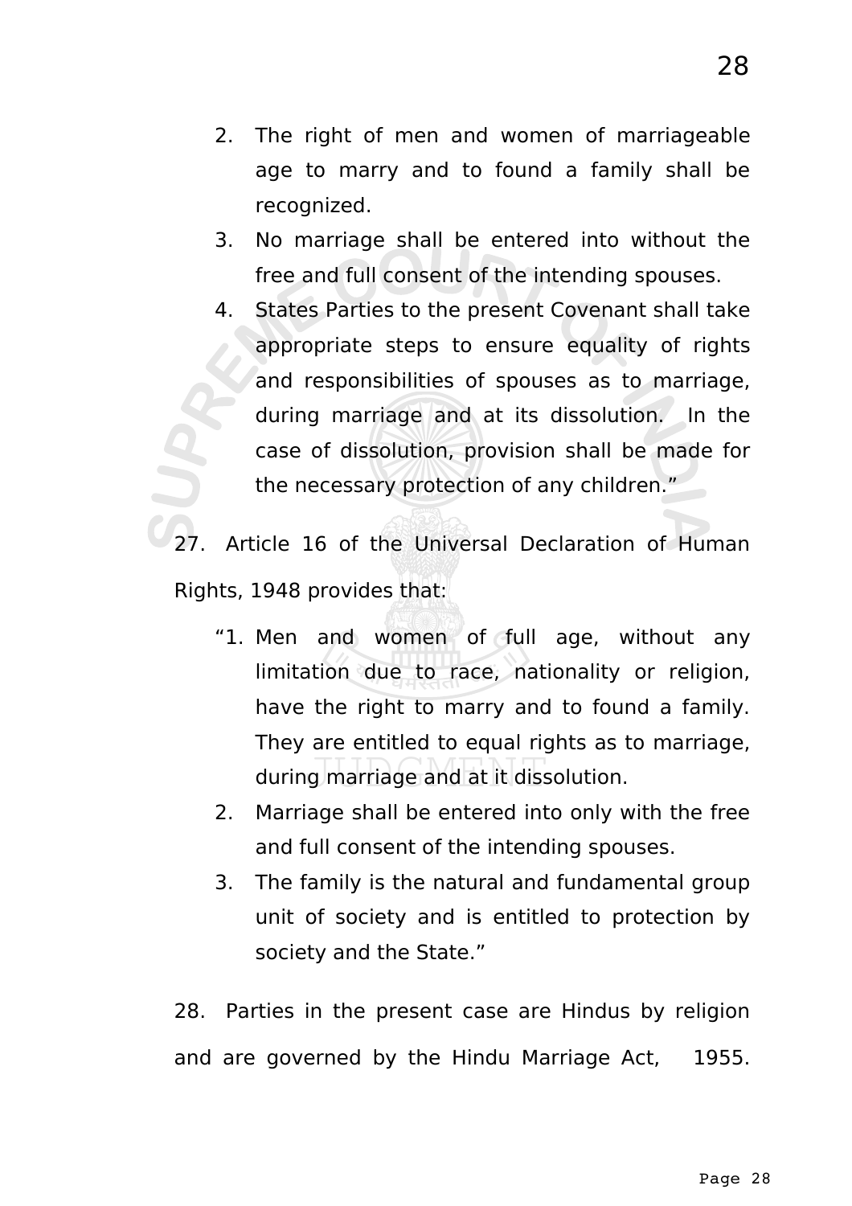2. The right of men and women of marriageable age to marry and to found a family shall be recognized.
3. No marriage shall be entered into without the free and full consent of the intending spouses.
4. States Parties to the present Covenant shall take appropriate steps to ensure equality of rights and responsibilities of spouses as to marriage, during marriage and at its dissolution. In the case of dissolution, provision shall be made for the necessary protection of any children."

27. Article 16 of the Universal Declaration of Human Rights, 1948 provides that:

"1. Men and women of full age, without any limitation due to race, nationality or religion, have the right to marry and to found a family. They are entitled to equal rights as to marriage, during marriage and at it dissolution.
2. Marriage shall be entered into only with the free and full consent of the intending spouses.
3. The family is the natural and fundamental group unit of society and is entitled to protection by society and the State."

28. Parties in the present case are Hindus by religion and are governed by the Hindu Marriage Act, 1955.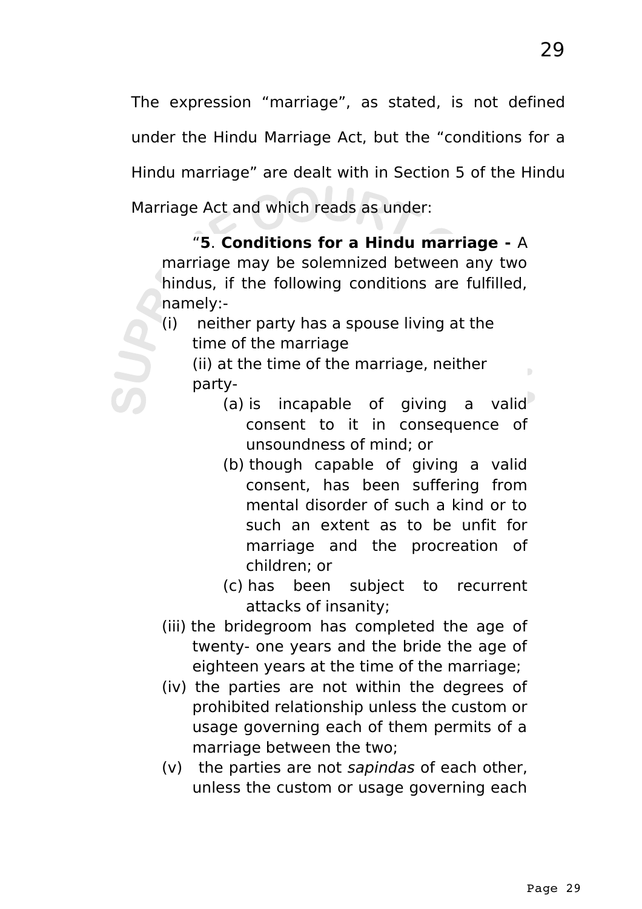The expression "marriage", as stated, is not defined under the Hindu Marriage Act, but the "conditions for a Hindu marriage" are dealt with in Section 5 of the Hindu Marriage Act and which reads as under:

> "**5**. **Conditions for a Hindu marriage -** A marriage may be solemnized between any two hindus, if the following conditions are fulfilled, namely:-
>
> (i) neither party has a spouse living at the time of the marriage
>
> (ii) at the time of the marriage, neither party-
>
> > (a) is incapable of giving a valid consent to it in consequence of unsoundness of mind; or
> >
> > (b) though capable of giving a valid consent, has been suffering from mental disorder of such a kind or to such an extent as to be unfit for marriage and the procreation of children; or
> >
> > (c) has been subject to recurrent attacks of insanity;
>
> (iii) the bridegroom has completed the age of twenty- one years and the bride the age of eighteen years at the time of the marriage;
>
> (iv) the parties are not within the degrees of prohibited relationship unless the custom or usage governing each of them permits of a marriage between the two;
>
> (v) the parties are not *sapindas* of each other, unless the custom or usage governing each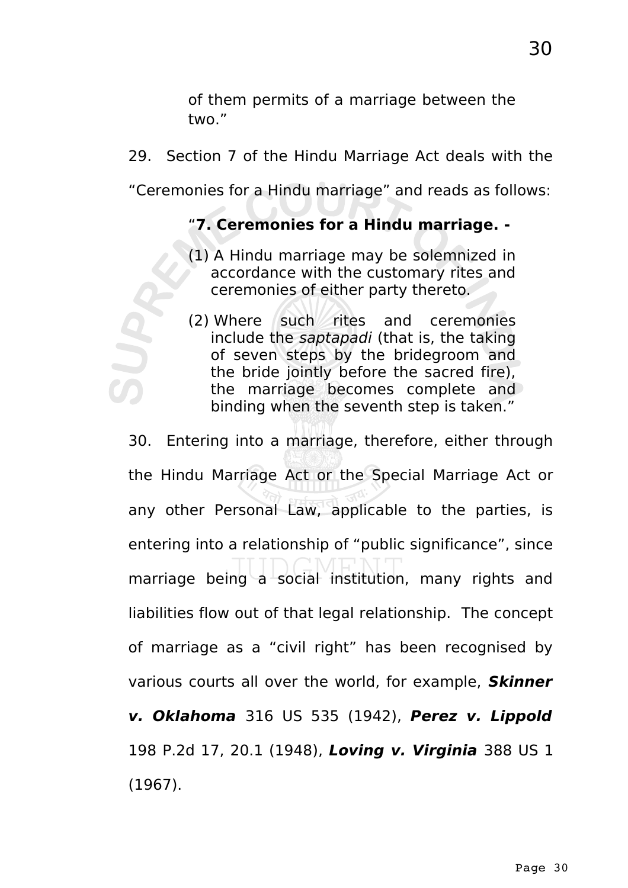> of them permits of a marriage between the two."

29. Section 7 of the Hindu Marriage Act deals with the "Ceremonies for a Hindu marriage" and reads as follows:

> "**7. Ceremonies for a Hindu marriage. -**
>
> (1) A Hindu marriage may be solemnized in accordance with the customary rites and ceremonies of either party thereto.
>
> (2) Where such rites and ceremonies include the *saptapadi* (that is, the taking of seven steps by the bridegroom and the bride jointly before the sacred fire), the marriage becomes complete and binding when the seventh step is taken."

30. Entering into a marriage, therefore, either through the Hindu Marriage Act or the Special Marriage Act or any other Personal Law, applicable to the parties, is entering into a relationship of "public significance", since marriage being a social institution, many rights and liabilities flow out of that legal relationship. The concept of marriage as a "civil right" has been recognised by various courts all over the world, for example, ***Skinner v. Oklahoma*** 316 US 535 (1942), ***Perez v. Lippold*** 198 P.2d 17, 20.1 (1948), ***Loving v. Virginia*** 388 US 1 (1967).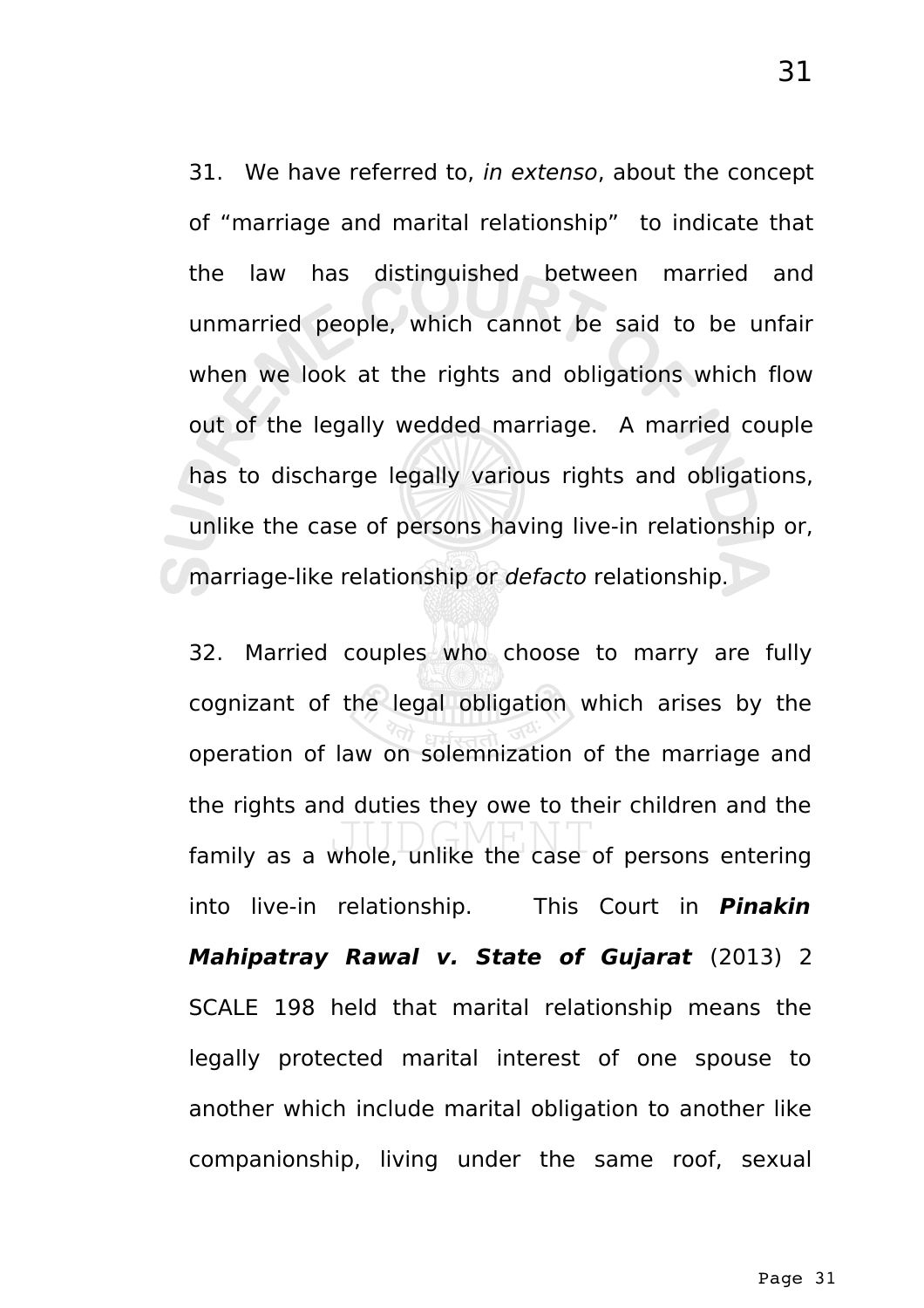31. We have referred to, *in extenso*, about the concept of "marriage and marital relationship" to indicate that the law has distinguished between married and unmarried people, which cannot be said to be unfair when we look at the rights and obligations which flow out of the legally wedded marriage. A married couple has to discharge legally various rights and obligations, unlike the case of persons having live-in relationship or, marriage-like relationship or *defacto* relationship.

32. Married couples who choose to marry are fully cognizant of the legal obligation which arises by the operation of law on solemnization of the marriage and the rights and duties they owe to their children and the family as a whole, unlike the case of persons entering into live-in relationship. This Court in ***Pinakin Mahipatray Rawal v. State of Gujarat*** (2013) 2 SCALE 198 held that marital relationship means the legally protected marital interest of one spouse to another which include marital obligation to another like companionship, living under the same roof, sexual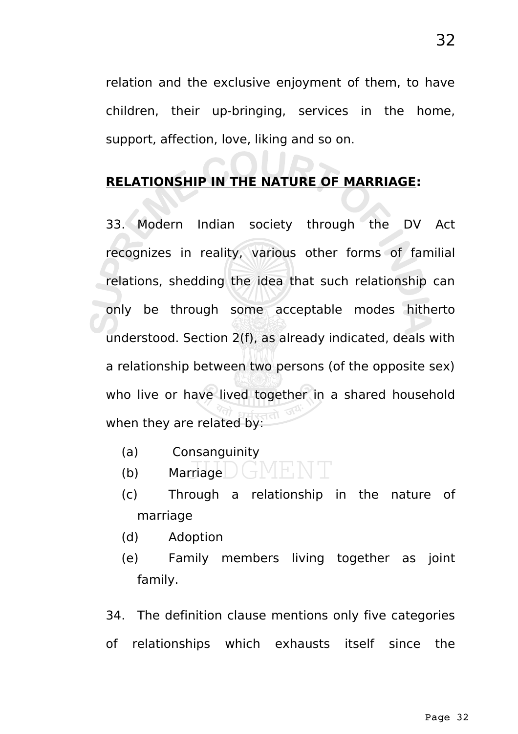relation and the exclusive enjoyment of them, to have children, their up-bringing, services in the home, support, affection, love, liking and so on.

**RELATIONSHIP IN THE NATURE OF MARRIAGE:**

33. Modern Indian society through the DV Act recognizes in reality, various other forms of familial relations, shedding the idea that such relationship can only be through some acceptable modes hitherto understood. Section 2(f), as already indicated, deals with a relationship between two persons (of the opposite sex) who live or have lived together in a shared household when they are related by:

(a) Consanguinity
(b) Marriage
(c) Through a relationship in the nature of marriage
(d) Adoption
(e) Family members living together as joint family.

34. The definition clause mentions only five categories of relationships which exhausts itself since the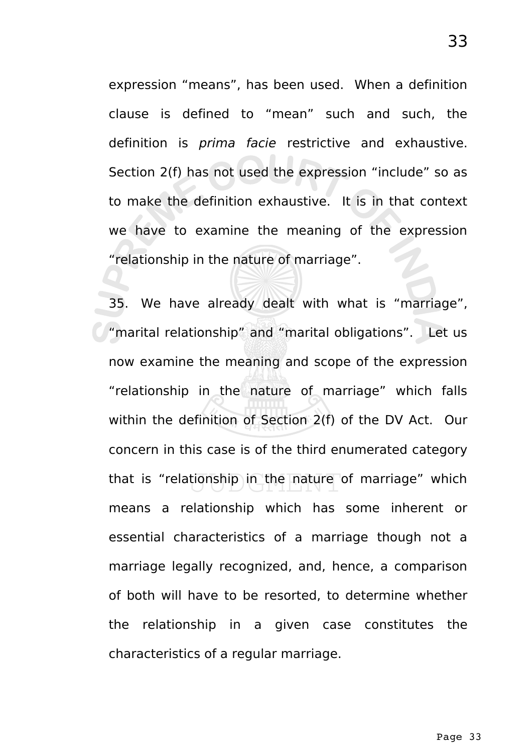expression "means", has been used. When a definition clause is defined to "mean" such and such, the definition is *prima facie* restrictive and exhaustive. Section 2(f) has not used the expression "include" so as to make the definition exhaustive. It is in that context we have to examine the meaning of the expression "relationship in the nature of marriage".

35. We have already dealt with what is "marriage", "marital relationship" and "marital obligations". Let us now examine the meaning and scope of the expression "relationship in the nature of marriage" which falls within the definition of Section 2(f) of the DV Act. Our concern in this case is of the third enumerated category that is "relationship in the nature of marriage" which means a relationship which has some inherent or essential characteristics of a marriage though not a marriage legally recognized, and, hence, a comparison of both will have to be resorted, to determine whether the relationship in a given case constitutes the characteristics of a regular marriage.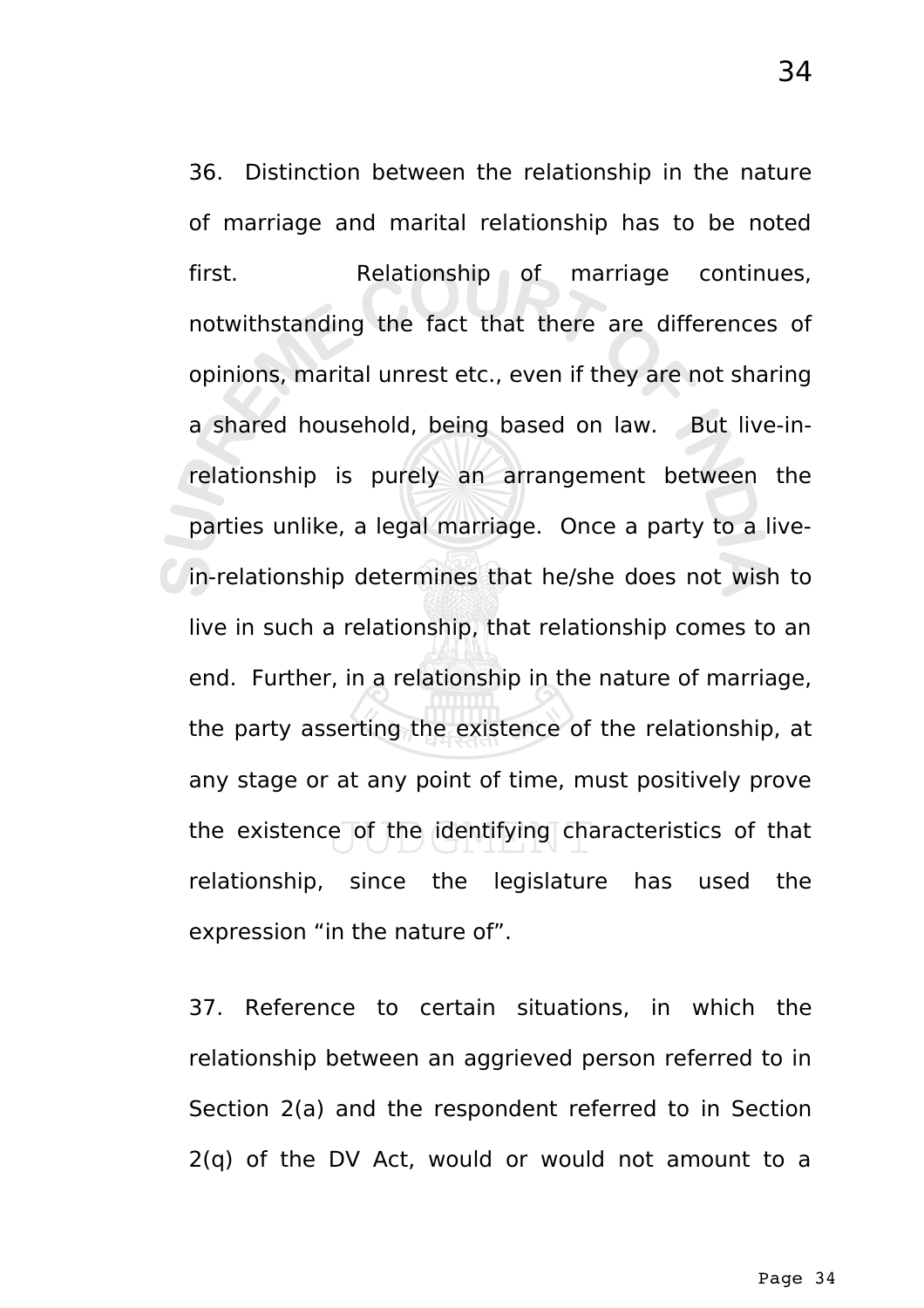36. Distinction between the relationship in the nature of marriage and marital relationship has to be noted first. Relationship of marriage continues, notwithstanding the fact that there are differences of opinions, marital unrest etc., even if they are not sharing a shared household, being based on law. But live-in-relationship is purely an arrangement between the parties unlike, a legal marriage. Once a party to a live-in-relationship determines that he/she does not wish to live in such a relationship, that relationship comes to an end. Further, in a relationship in the nature of marriage, the party asserting the existence of the relationship, at any stage or at any point of time, must positively prove the existence of the identifying characteristics of that relationship, since the legislature has used the expression "in the nature of".

37. Reference to certain situations, in which the relationship between an aggrieved person referred to in Section 2(a) and the respondent referred to in Section 2(q) of the DV Act, would or would not amount to a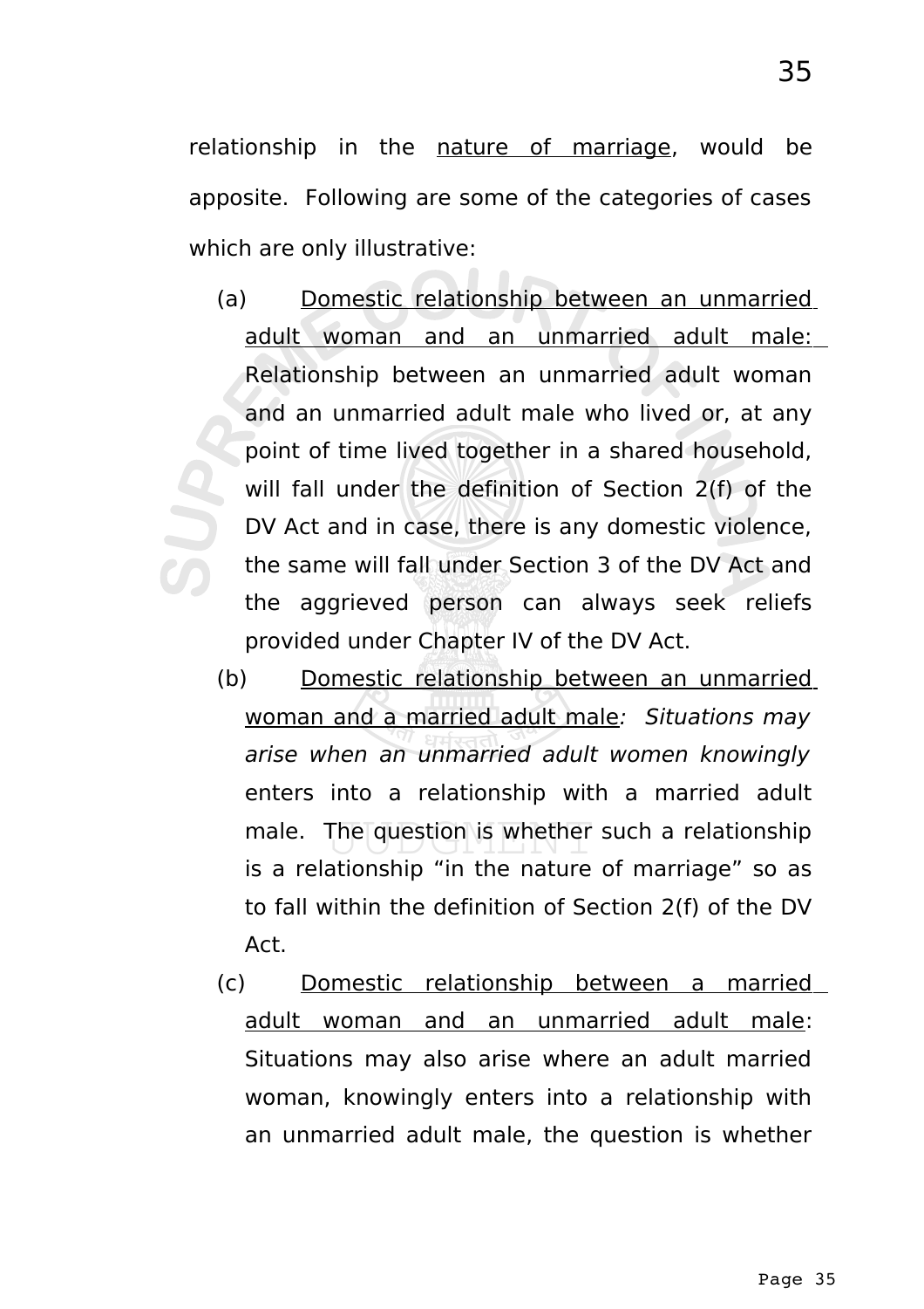relationship in the <u>nature of marriage</u>, would be apposite. Following are some of the categories of cases which are only illustrative:

(a) <u>Domestic relationship between an unmarried adult woman and an unmarried adult male:</u> Relationship between an unmarried adult woman and an unmarried adult male who lived or, at any point of time lived together in a shared household, will fall under the definition of Section 2(f) of the DV Act and in case, there is any domestic violence, the same will fall under Section 3 of the DV Act and the aggrieved person can always seek reliefs provided under Chapter IV of the DV Act.

(b) <u>Domestic relationship between an unmarried woman and a married adult male</u>*: Situations may arise when an unmarried adult women knowingly* enters into a relationship with a married adult male. The question is whether such a relationship is a relationship "in the nature of marriage" so as to fall within the definition of Section 2(f) of the DV Act.

(c) <u>Domestic relationship between a married adult woman and an unmarried adult male</u>: Situations may also arise where an adult married woman, knowingly enters into a relationship with an unmarried adult male, the question is whether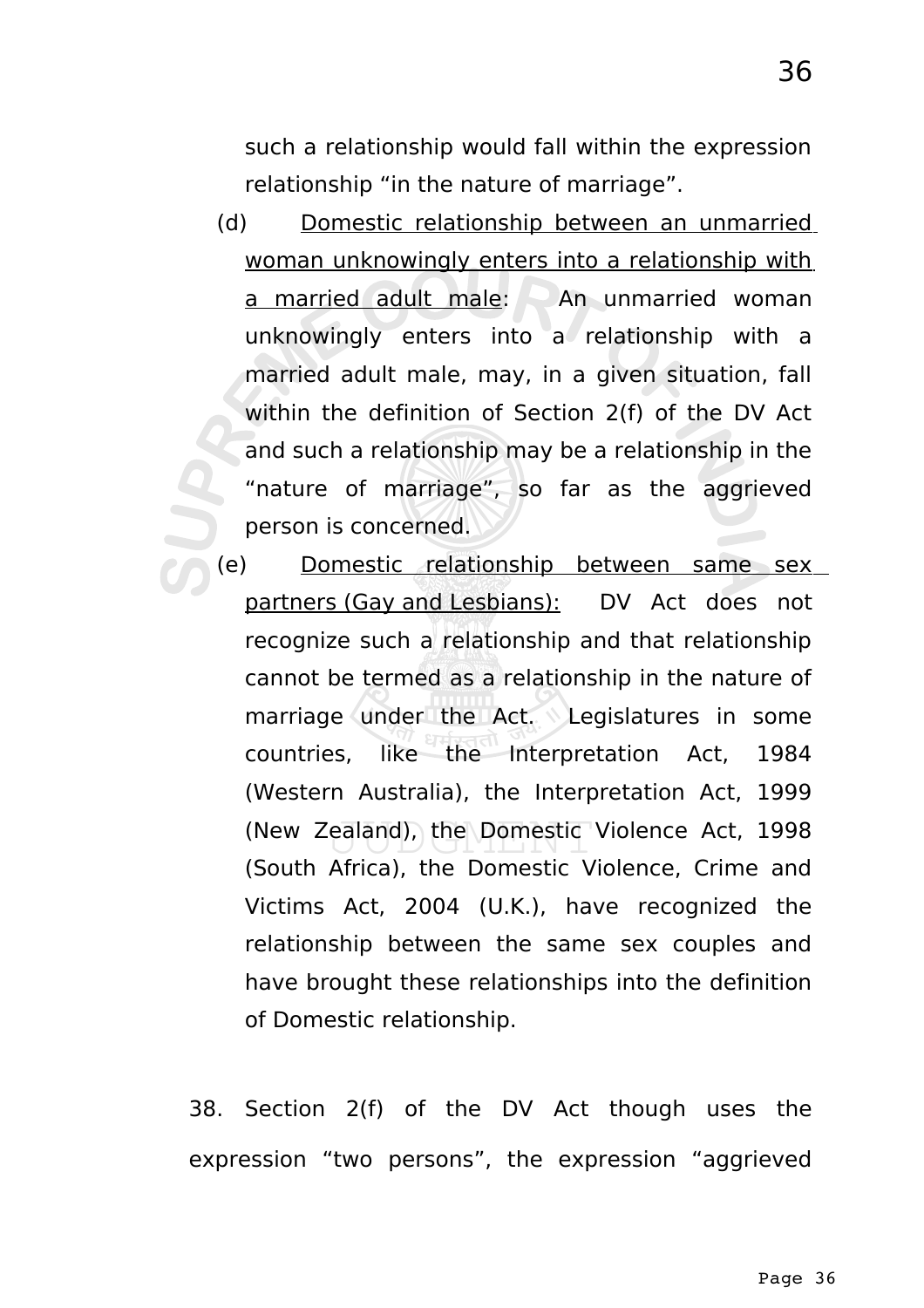such a relationship would fall within the expression relationship "in the nature of marriage".

(d) <u>Domestic relationship between an unmarried woman unknowingly enters into a relationship with a married adult male</u>: An unmarried woman unknowingly enters into a relationship with a married adult male, may, in a given situation, fall within the definition of Section 2(f) of the DV Act and such a relationship may be a relationship in the "nature of marriage", so far as the aggrieved person is concerned.

(e) <u>Domestic relationship between same sex partners (Gay and Lesbians):</u> DV Act does not recognize such a relationship and that relationship cannot be termed as a relationship in the nature of marriage under the Act. Legislatures in some countries, like the Interpretation Act, 1984 (Western Australia), the Interpretation Act, 1999 (New Zealand), the Domestic Violence Act, 1998 (South Africa), the Domestic Violence, Crime and Victims Act, 2004 (U.K.), have recognized the relationship between the same sex couples and have brought these relationships into the definition of Domestic relationship.

38. Section 2(f) of the DV Act though uses the expression "two persons", the expression "aggrieved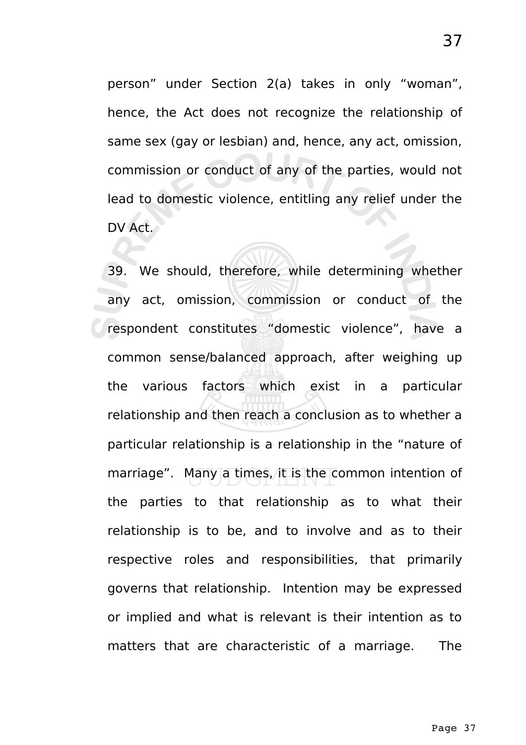person" under Section 2(a) takes in only "woman", hence, the Act does not recognize the relationship of same sex (gay or lesbian) and, hence, any act, omission, commission or conduct of any of the parties, would not lead to domestic violence, entitling any relief under the DV Act.

39. We should, therefore, while determining whether any act, omission, commission or conduct of the respondent constitutes "domestic violence", have a common sense/balanced approach, after weighing up the various factors which exist in a particular relationship and then reach a conclusion as to whether a particular relationship is a relationship in the "nature of marriage". Many a times, it is the common intention of the parties to that relationship as to what their relationship is to be, and to involve and as to their respective roles and responsibilities, that primarily governs that relationship. Intention may be expressed or implied and what is relevant is their intention as to matters that are characteristic of a marriage. The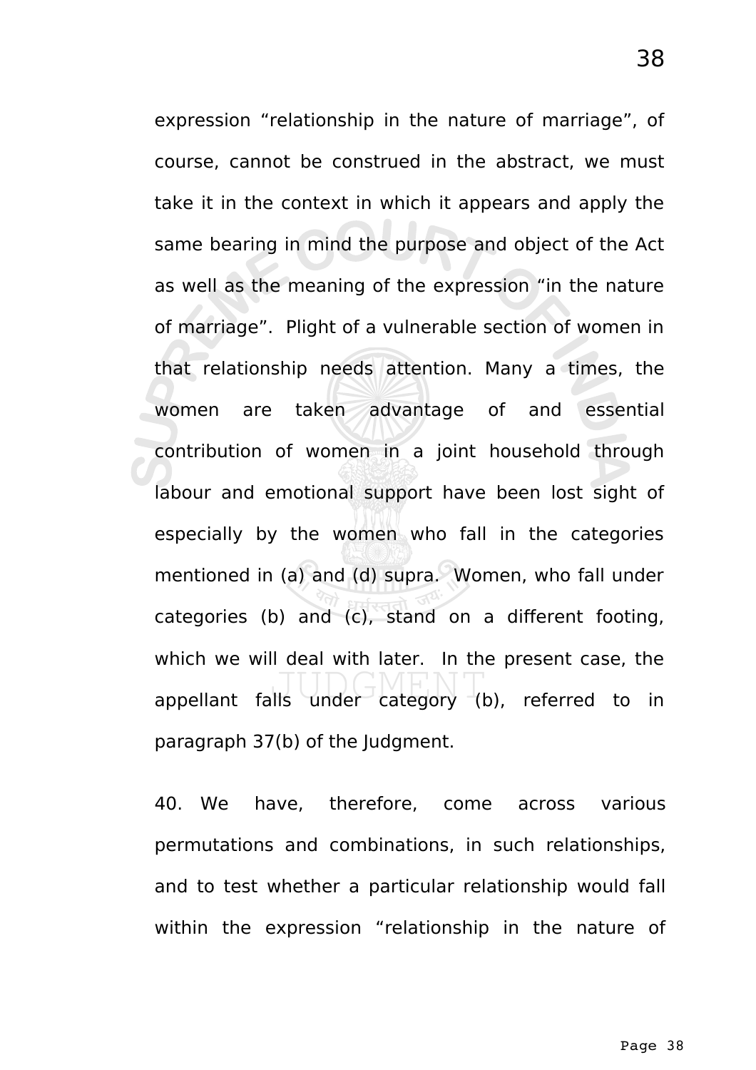expression "relationship in the nature of marriage", of course, cannot be construed in the abstract, we must take it in the context in which it appears and apply the same bearing in mind the purpose and object of the Act as well as the meaning of the expression "in the nature of marriage". Plight of a vulnerable section of women in that relationship needs attention. Many a times, the women are taken advantage of and essential contribution of women in a joint household through labour and emotional support have been lost sight of especially by the women who fall in the categories mentioned in (a) and (d) supra. Women, who fall under categories (b) and (c), stand on a different footing, which we will deal with later. In the present case, the appellant falls under category (b), referred to in paragraph 37(b) of the Judgment.

40. We have, therefore, come across various permutations and combinations, in such relationships, and to test whether a particular relationship would fall within the expression "relationship in the nature of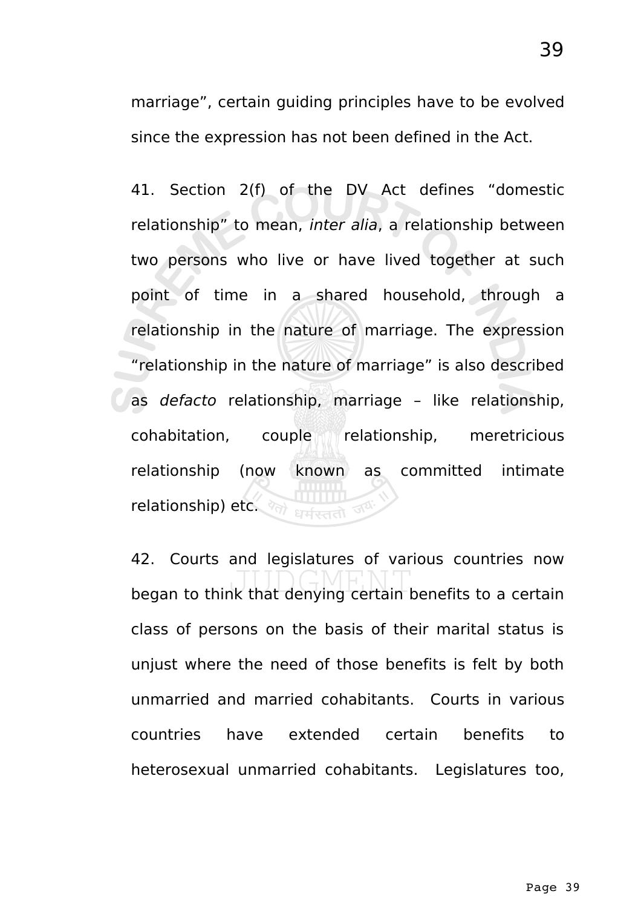marriage”, certain guiding principles have to be evolved since the expression has not been defined in the Act.

41. Section 2(f) of the DV Act defines “domestic relationship” to mean, *inter alia*, a relationship between two persons who live or have lived together at such point of time in a shared household, through a relationship in the nature of marriage. The expression “relationship in the nature of marriage” is also described as *defacto* relationship, marriage – like relationship, cohabitation, couple relationship, meretricious relationship (now known as committed intimate relationship) etc.

42. Courts and legislatures of various countries now began to think that denying certain benefits to a certain class of persons on the basis of their marital status is unjust where the need of those benefits is felt by both unmarried and married cohabitants. Courts in various countries have extended certain benefits to heterosexual unmarried cohabitants. Legislatures too,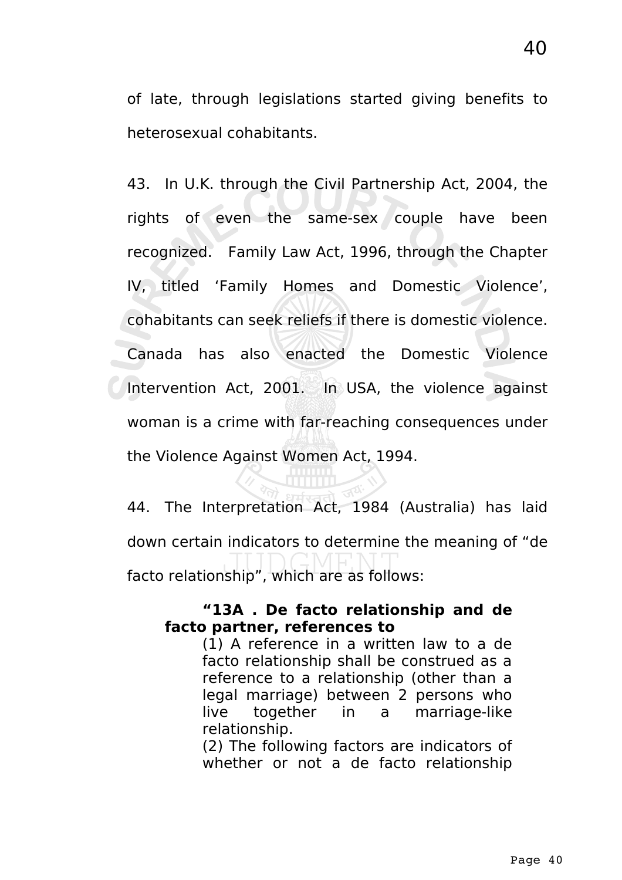of late, through legislations started giving benefits to heterosexual cohabitants.

43. In U.K. through the Civil Partnership Act, 2004, the rights of even the same-sex couple have been recognized. Family Law Act, 1996, through the Chapter IV, titled 'Family Homes and Domestic Violence', cohabitants can seek reliefs if there is domestic violence. Canada has also enacted the Domestic Violence Intervention Act, 2001. In USA, the violence against woman is a crime with far-reaching consequences under the Violence Against Women Act, 1994.

44. The Interpretation Act, 1984 (Australia) has laid down certain indicators to determine the meaning of "de facto relationship", which are as follows:

> **"13A . De facto relationship and de facto partner, references to**
>
> (1) A reference in a written law to a de facto relationship shall be construed as a reference to a relationship (other than a legal marriage) between 2 persons who live together in a marriage-like relationship.
>
> (2) The following factors are indicators of whether or not a de facto relationship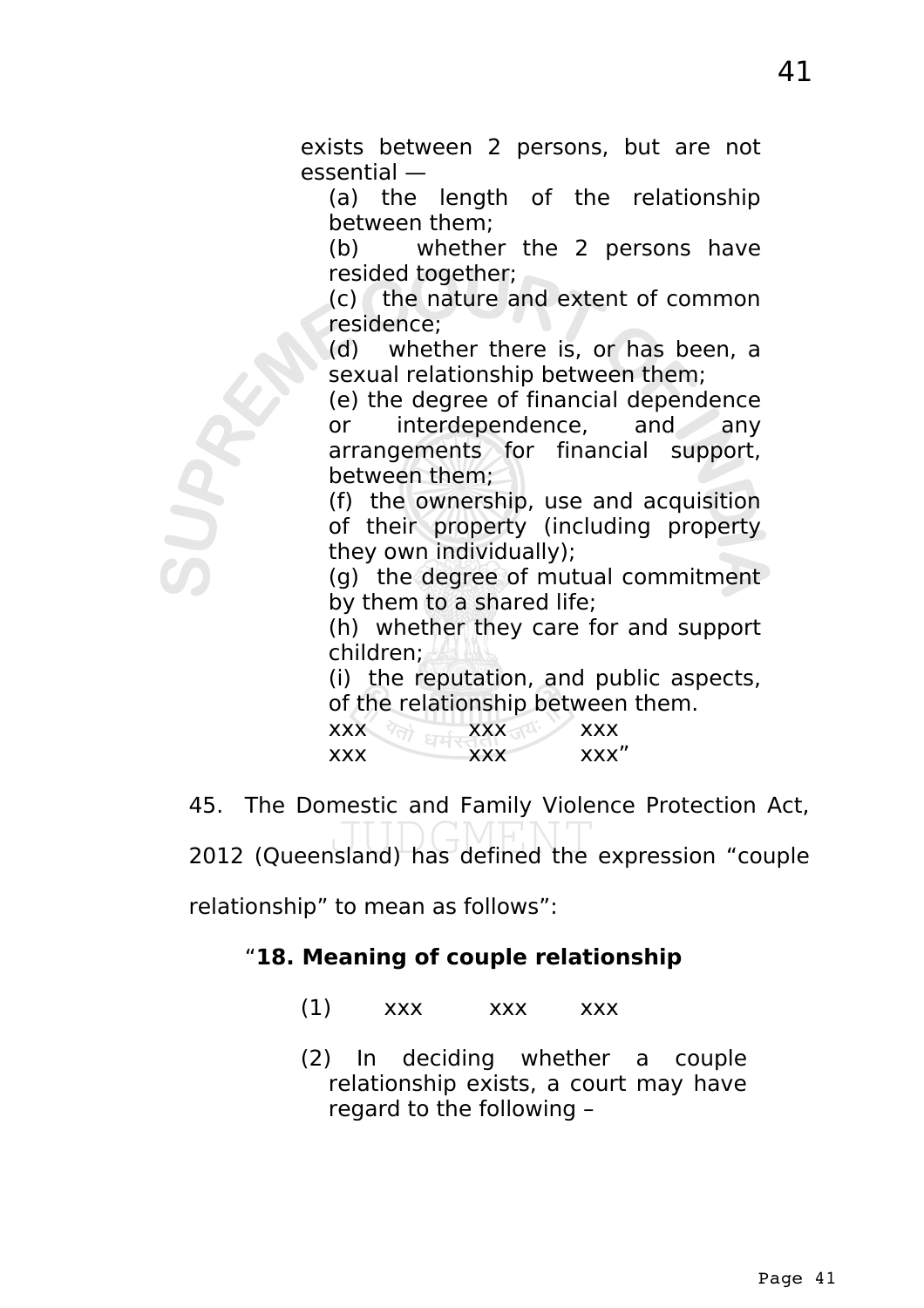exists between 2 persons, but are not essential —

(a) the length of the relationship between them;

(b) whether the 2 persons have resided together;

(c) the nature and extent of common residence;

(d) whether there is, or has been, a sexual relationship between them;

(e) the degree of financial dependence or interdependence, and any arrangements for financial support, between them;

(f) the ownership, use and acquisition of their property (including property they own individually);

(g) the degree of mutual commitment by them to a shared life;

(h) whether they care for and support children;

(i) the reputation, and public aspects, of the relationship between them.

xxx xxx xxx
xxx xxx xxx"

45. The Domestic and Family Violence Protection Act, 2012 (Queensland) has defined the expression "couple relationship" to mean as follows":

"**18. Meaning of couple relationship**

(1) xxx xxx xxx

(2) In deciding whether a couple relationship exists, a court may have regard to the following –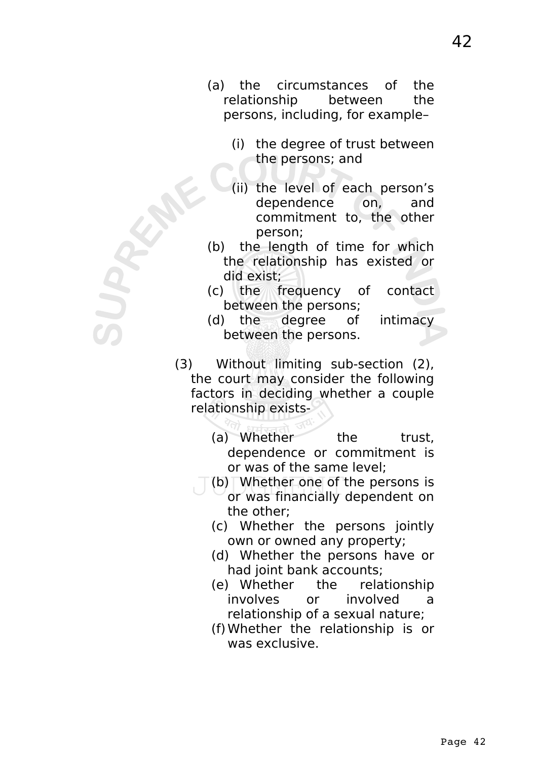(a) the circumstances of the relationship between the persons, including, for example–

   (i) the degree of trust between the persons; and

   (ii) the level of each person's dependence on, and commitment to, the other person;

(b) the length of time for which the relationship has existed or did exist;

(c) the frequency of contact between the persons;

(d) the degree of intimacy between the persons.

(3) Without limiting sub-section (2), the court may consider the following factors in deciding whether a couple relationship exists-

   (a) Whether the trust, dependence or commitment is or was of the same level;

   (b) Whether one of the persons is or was financially dependent on the other;

   (c) Whether the persons jointly own or owned any property;

   (d) Whether the persons have or had joint bank accounts;

   (e) Whether the relationship involves or involved a relationship of a sexual nature;

   (f) Whether the relationship is or was exclusive.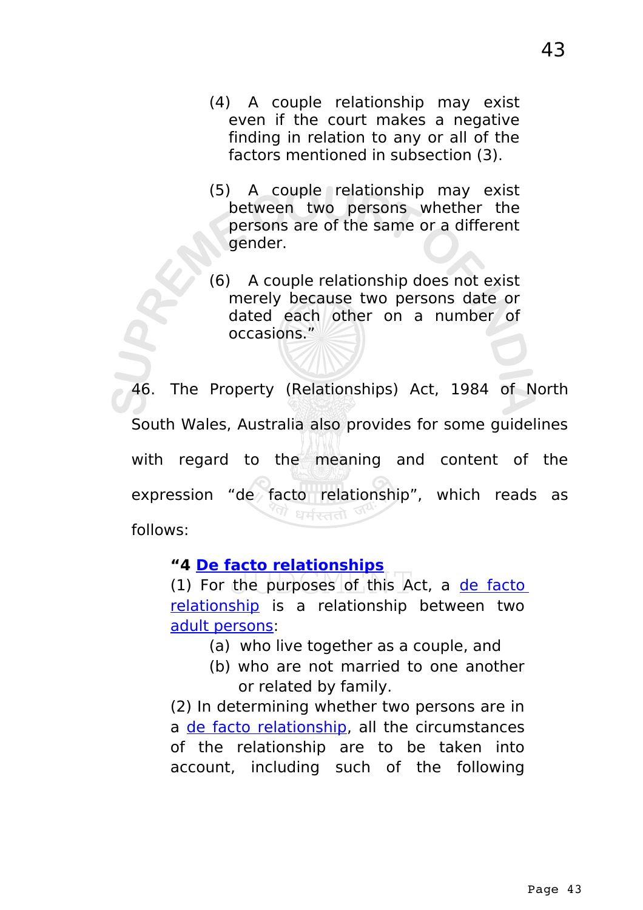(4) A couple relationship may exist even if the court makes a negative finding in relation to any or all of the factors mentioned in subsection (3).

(5) A couple relationship may exist between two persons whether the persons are of the same or a different gender.

(6) A couple relationship does not exist merely because two persons date or dated each other on a number of occasions."

46. The Property (Relationships) Act, 1984 of North South Wales, Australia also provides for some guidelines with regard to the meaning and content of the expression "de facto relationship", which reads as follows:

> **"4 De facto relationships**
>
> (1) For the purposes of this Act, a de facto relationship is a relationship between two adult persons:
>
> (a) who live together as a couple, and
>
> (b) who are not married to one another or related by family.
>
> (2) In determining whether two persons are in a de facto relationship, all the circumstances of the relationship are to be taken into account, including such of the following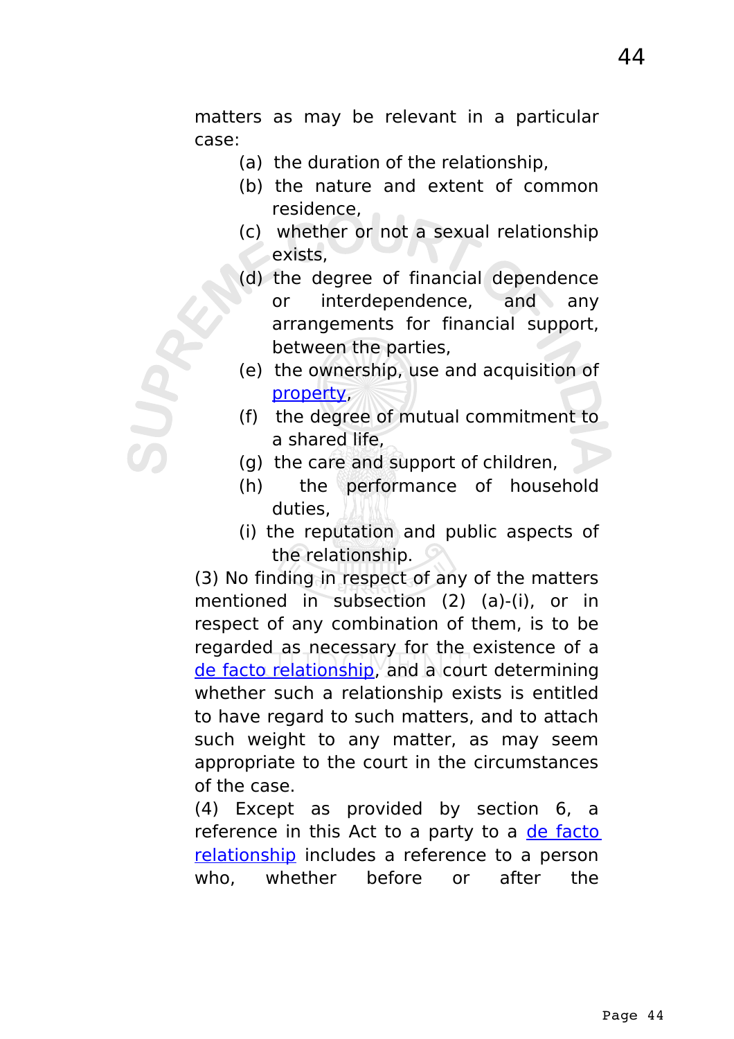matters as may be relevant in a particular case:

- (a) the duration of the relationship,
- (b) the nature and extent of common residence,
- (c) whether or not a sexual relationship exists,
- (d) the degree of financial dependence or interdependence, and any arrangements for financial support, between the parties,
- (e) the ownership, use and acquisition of property,
- (f) the degree of mutual commitment to a shared life,
- (g) the care and support of children,
- (h) the performance of household duties,
- (i) the reputation and public aspects of the relationship.

(3) No finding in respect of any of the matters mentioned in subsection (2) (a)-(i), or in respect of any combination of them, is to be regarded as necessary for the existence of a de facto relationship, and a court determining whether such a relationship exists is entitled to have regard to such matters, and to attach such weight to any matter, as may seem appropriate to the court in the circumstances of the case.

(4) Except as provided by section 6, a reference in this Act to a party to a de facto relationship includes a reference to a person who, whether before or after the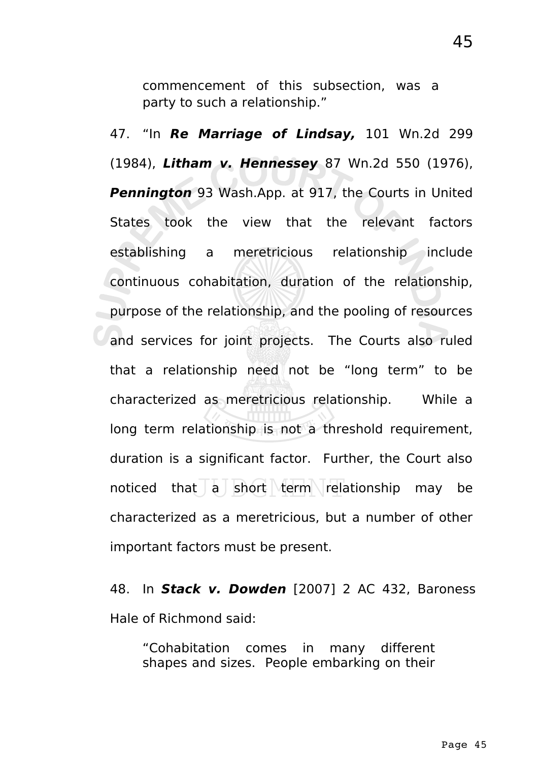> commencement of this subsection, was a party to such a relationship."

47. "In ***Re Marriage of Lindsay,*** 101 Wn.2d 299 (1984), ***Litham v. Hennessey*** 87 Wn.2d 550 (1976), ***Pennington*** 93 Wash.App. at 917, the Courts in United States took the view that the relevant factors establishing a meretricious relationship include continuous cohabitation, duration of the relationship, purpose of the relationship, and the pooling of resources and services for joint projects. The Courts also ruled that a relationship need not be "long term" to be characterized as meretricious relationship. While a long term relationship is not a threshold requirement, duration is a significant factor. Further, the Court also noticed that a short term relationship may be characterized as a meretricious, but a number of other important factors must be present.

48. In ***Stack v. Dowden*** [2007] 2 AC 432, Baroness Hale of Richmond said:

> "Cohabitation comes in many different shapes and sizes. People embarking on their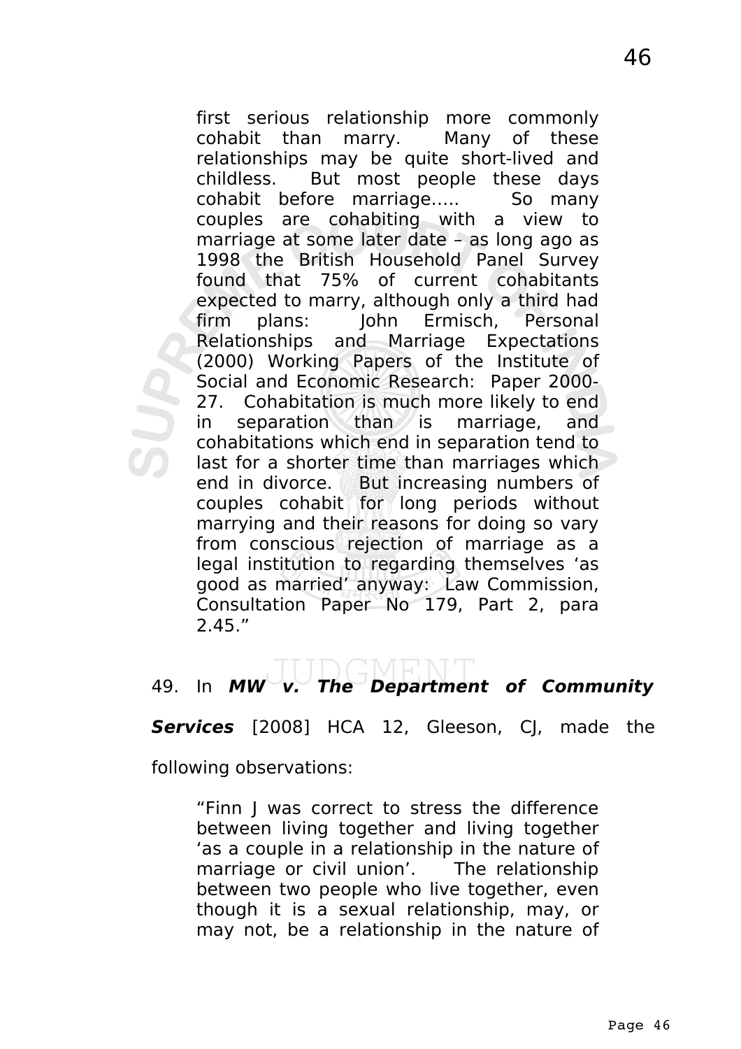> first serious relationship more commonly cohabit than marry. Many of these relationships may be quite short-lived and childless. But most people these days cohabit before marriage….. So many couples are cohabiting with a view to marriage at some later date – as long ago as 1998 the British Household Panel Survey found that 75% of current cohabitants expected to marry, although only a third had firm plans: John Ermisch, Personal Relationships and Marriage Expectations (2000) Working Papers of the Institute of Social and Economic Research: Paper 2000-27. Cohabitation is much more likely to end in separation than is marriage, and cohabitations which end in separation tend to last for a shorter time than marriages which end in divorce. But increasing numbers of couples cohabit for long periods without marrying and their reasons for doing so vary from conscious rejection of marriage as a legal institution to regarding themselves 'as good as married' anyway: Law Commission, Consultation Paper No 179, Part 2, para 2.45."

49. In ***MW v. The Department of Community Services*** [2008] HCA 12, Gleeson, CJ, made the following observations:

> "Finn J was correct to stress the difference between living together and living together 'as a couple in a relationship in the nature of marriage or civil union'. The relationship between two people who live together, even though it is a sexual relationship, may, or may not, be a relationship in the nature of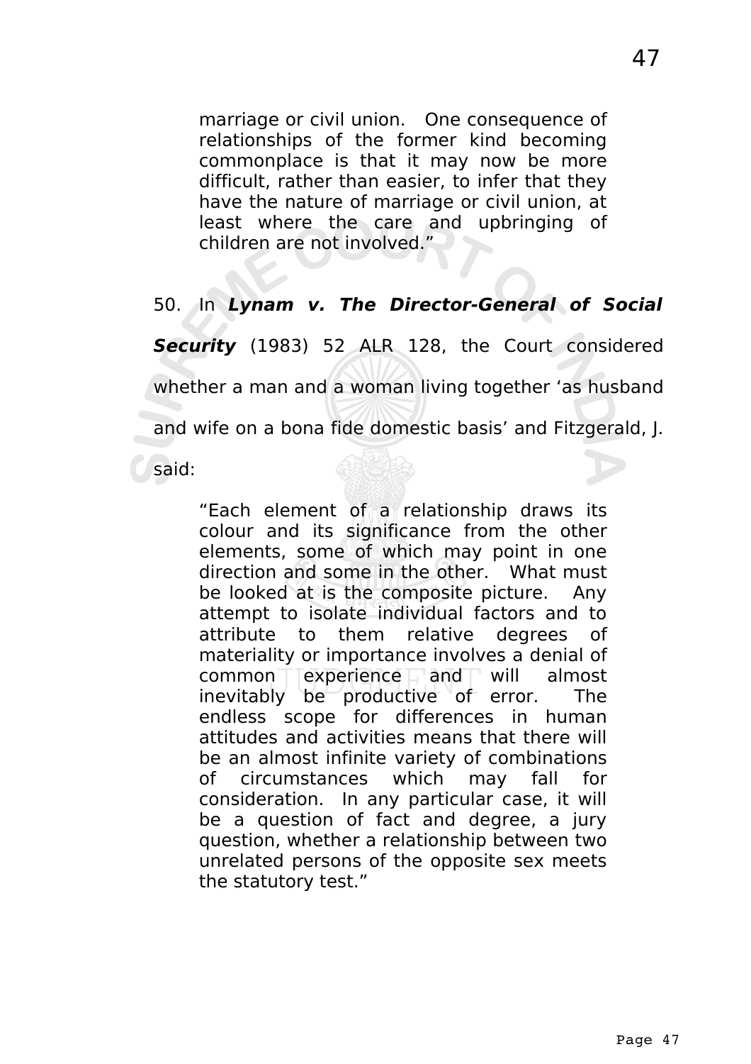> marriage or civil union. One consequence of relationships of the former kind becoming commonplace is that it may now be more difficult, rather than easier, to infer that they have the nature of marriage or civil union, at least where the care and upbringing of children are not involved."

50. In ***Lynam v. The Director-General of Social Security*** (1983) 52 ALR 128, the Court considered whether a man and a woman living together 'as husband and wife on a bona fide domestic basis' and Fitzgerald, J. said:

> "Each element of a relationship draws its colour and its significance from the other elements, some of which may point in one direction and some in the other. What must be looked at is the composite picture. Any attempt to isolate individual factors and to attribute to them relative degrees of materiality or importance involves a denial of common experience and will almost inevitably be productive of error. The endless scope for differences in human attitudes and activities means that there will be an almost infinite variety of combinations of circumstances which may fall for consideration. In any particular case, it will be a question of fact and degree, a jury question, whether a relationship between two unrelated persons of the opposite sex meets the statutory test."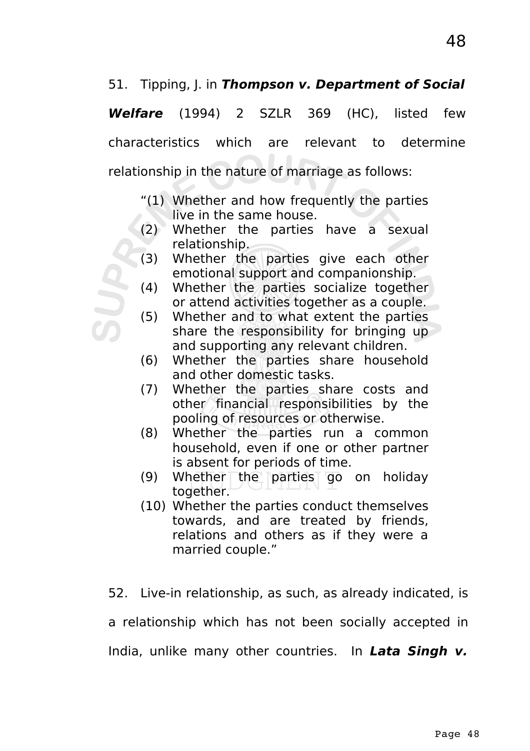51. Tipping, J. in ***Thompson v. Department of Social Welfare*** (1994) 2 SZLR 369 (HC), listed few characteristics which are relevant to determine relationship in the nature of marriage as follows:

> "(1) Whether and how frequently the parties live in the same house.
> (2) Whether the parties have a sexual relationship.
> (3) Whether the parties give each other emotional support and companionship.
> (4) Whether the parties socialize together or attend activities together as a couple.
> (5) Whether and to what extent the parties share the responsibility for bringing up and supporting any relevant children.
> (6) Whether the parties share household and other domestic tasks.
> (7) Whether the parties share costs and other financial responsibilities by the pooling of resources or otherwise.
> (8) Whether the parties run a common household, even if one or other partner is absent for periods of time.
> (9) Whether the parties go on holiday together.
> (10) Whether the parties conduct themselves towards, and are treated by friends, relations and others as if they were a married couple."

52. Live-in relationship, as such, as already indicated, is a relationship which has not been socially accepted in India, unlike many other countries. In ***Lata Singh v.***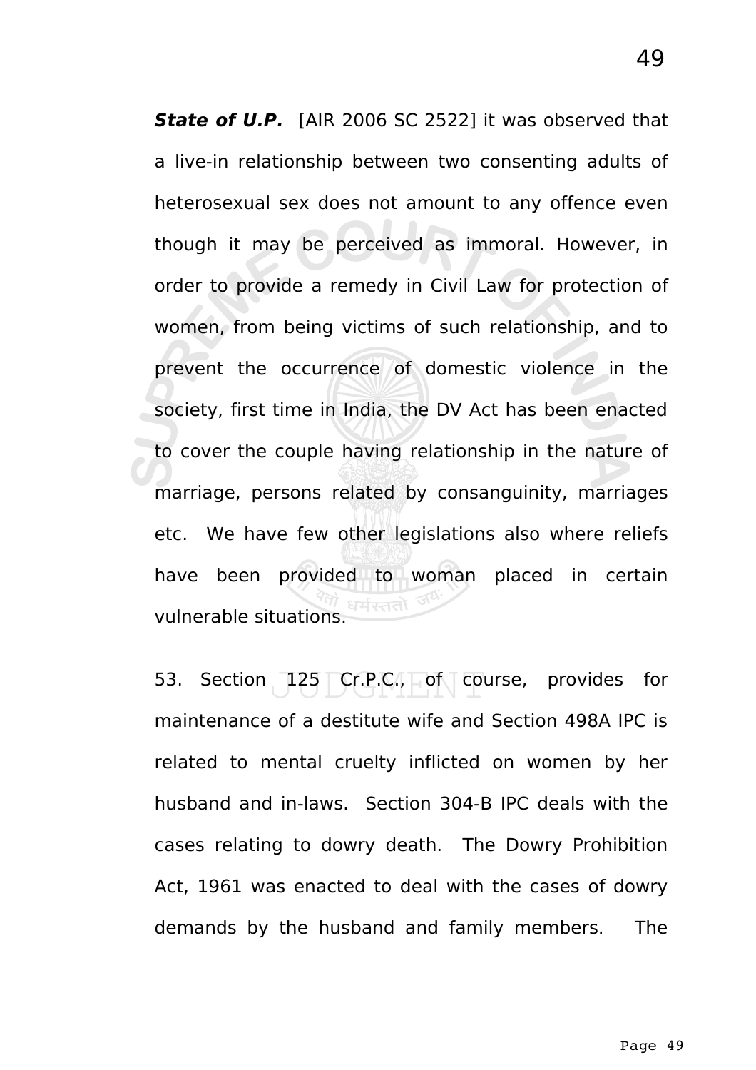***State of U.P.*** [AIR 2006 SC 2522] it was observed that a live-in relationship between two consenting adults of heterosexual sex does not amount to any offence even though it may be perceived as immoral. However, in order to provide a remedy in Civil Law for protection of women, from being victims of such relationship, and to prevent the occurrence of domestic violence in the society, first time in India, the DV Act has been enacted to cover the couple having relationship in the nature of marriage, persons related by consanguinity, marriages etc. We have few other legislations also where reliefs have been provided to woman placed in certain vulnerable situations.

53. Section 125 Cr.P.C., of course, provides for maintenance of a destitute wife and Section 498A IPC is related to mental cruelty inflicted on women by her husband and in-laws. Section 304-B IPC deals with the cases relating to dowry death. The Dowry Prohibition Act, 1961 was enacted to deal with the cases of dowry demands by the husband and family members. The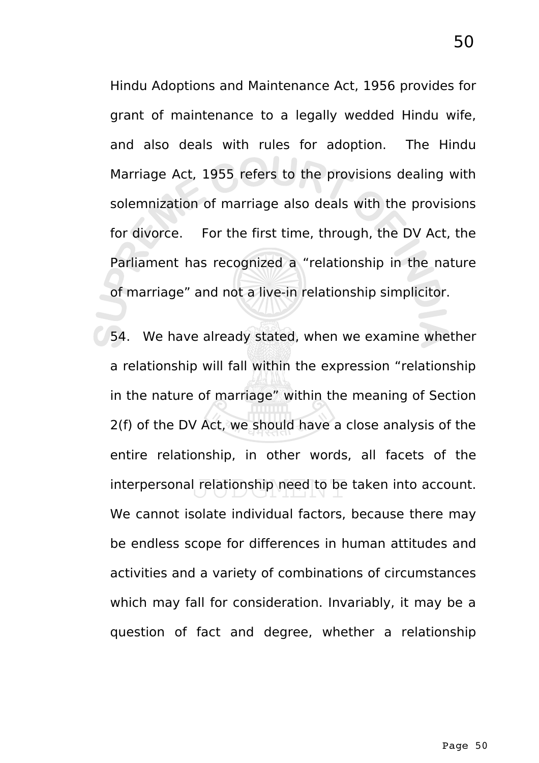Hindu Adoptions and Maintenance Act, 1956 provides for grant of maintenance to a legally wedded Hindu wife, and also deals with rules for adoption. The Hindu Marriage Act, 1955 refers to the provisions dealing with solemnization of marriage also deals with the provisions for divorce. For the first time, through, the DV Act, the Parliament has recognized a "relationship in the nature of marriage" and not a live-in relationship simplicitor.

54. We have already stated, when we examine whether a relationship will fall within the expression "relationship in the nature of marriage" within the meaning of Section 2(f) of the DV Act, we should have a close analysis of the entire relationship, in other words, all facets of the interpersonal relationship need to be taken into account. We cannot isolate individual factors, because there may be endless scope for differences in human attitudes and activities and a variety of combinations of circumstances which may fall for consideration. Invariably, it may be a question of fact and degree, whether a relationship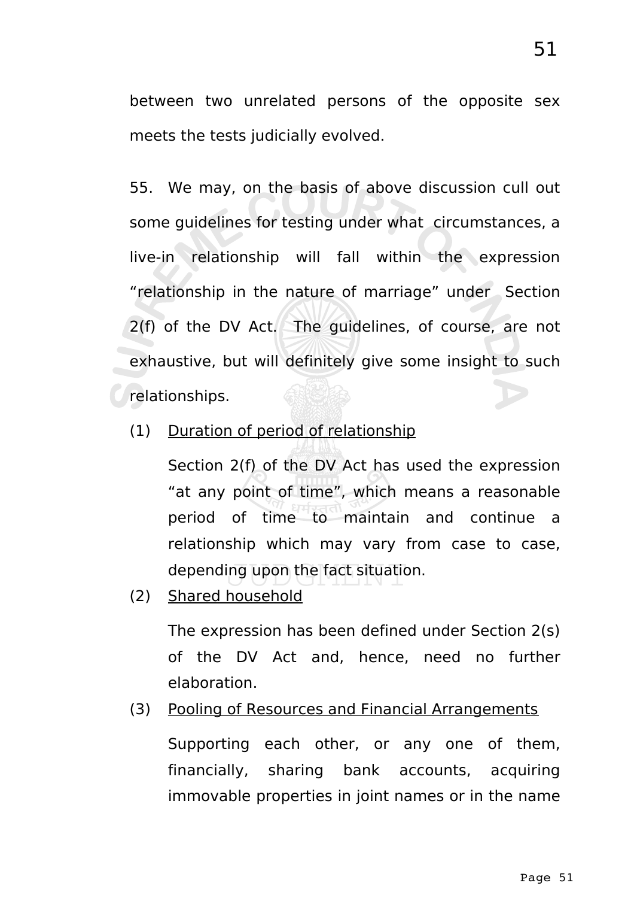between two unrelated persons of the opposite sex meets the tests judicially evolved.

55. We may, on the basis of above discussion cull out some guidelines for testing under what circumstances, a live-in relationship will fall within the expression "relationship in the nature of marriage" under Section 2(f) of the DV Act. The guidelines, of course, are not exhaustive, but will definitely give some insight to such relationships.

(1) <u>Duration of period of relationship</u>

Section 2(f) of the DV Act has used the expression "at any point of time", which means a reasonable period of time to maintain and continue a relationship which may vary from case to case, depending upon the fact situation.

(2) <u>Shared household</u>

The expression has been defined under Section 2(s) of the DV Act and, hence, need no further elaboration.

(3) <u>Pooling of Resources and Financial Arrangements</u>

Supporting each other, or any one of them, financially, sharing bank accounts, acquiring immovable properties in joint names or in the name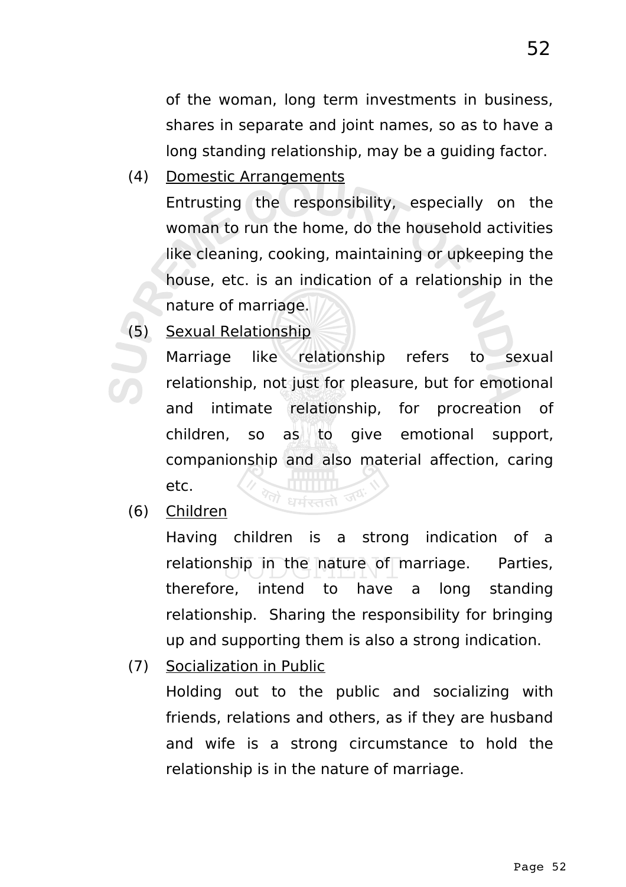of the woman, long term investments in business, shares in separate and joint names, so as to have a long standing relationship, may be a guiding factor.

(4) Domestic Arrangements

Entrusting the responsibility, especially on the woman to run the home, do the household activities like cleaning, cooking, maintaining or upkeeping the house, etc. is an indication of a relationship in the nature of marriage.

(5) Sexual Relationship

Marriage like relationship refers to sexual relationship, not just for pleasure, but for emotional and intimate relationship, for procreation of children, so as to give emotional support, companionship and also material affection, caring etc.

(6) Children

Having children is a strong indication of a relationship in the nature of marriage. Parties, therefore, intend to have a long standing relationship. Sharing the responsibility for bringing up and supporting them is also a strong indication.

(7) Socialization in Public

Holding out to the public and socializing with friends, relations and others, as if they are husband and wife is a strong circumstance to hold the relationship is in the nature of marriage.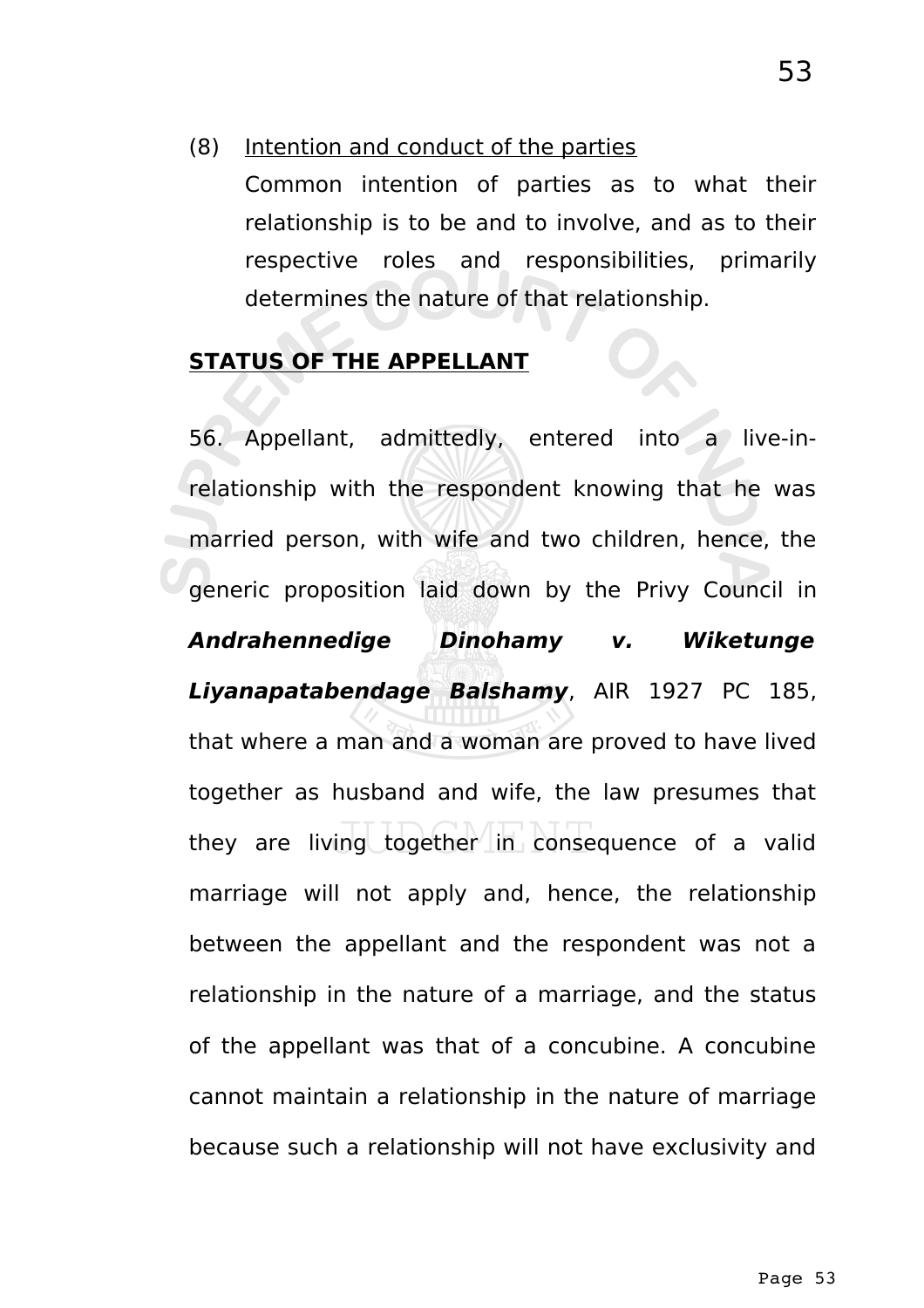(8) <u>Intention and conduct of the parties</u>

Common intention of parties as to what their relationship is to be and to involve, and as to their respective roles and responsibilities, primarily determines the nature of that relationship.

**<u>STATUS OF THE APPELLANT</u>**

56. Appellant, admittedly, entered into a live-in-relationship with the respondent knowing that he was married person, with wife and two children, hence, the generic proposition laid down by the Privy Council in ***Andrahennedige Dinohamy v. Wiketunge Liyanapatabendage Balshamy***, AIR 1927 PC 185, that where a man and a woman are proved to have lived together as husband and wife, the law presumes that they are living together in consequence of a valid marriage will not apply and, hence, the relationship between the appellant and the respondent was not a relationship in the nature of a marriage, and the status of the appellant was that of a concubine. A concubine cannot maintain a relationship in the nature of marriage because such a relationship will not have exclusivity and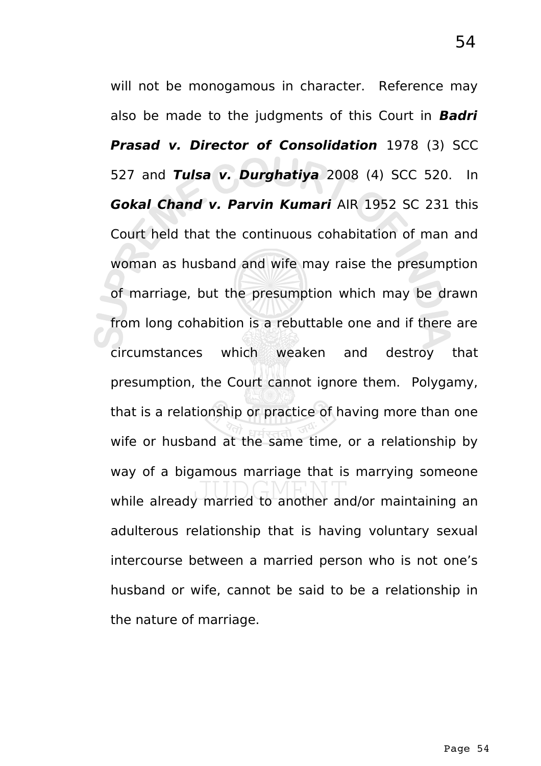will not be monogamous in character. Reference may also be made to the judgments of this Court in ***Badri Prasad v. Director of Consolidation*** 1978 (3) SCC 527 and ***Tulsa v. Durghatiya*** 2008 (4) SCC 520. In ***Gokal Chand v. Parvin Kumari*** AIR 1952 SC 231 this Court held that the continuous cohabitation of man and woman as husband and wife may raise the presumption of marriage, but the presumption which may be drawn from long cohabition is a rebuttable one and if there are circumstances which weaken and destroy that presumption, the Court cannot ignore them. Polygamy, that is a relationship or practice of having more than one wife or husband at the same time, or a relationship by way of a bigamous marriage that is marrying someone while already married to another and/or maintaining an adulterous relationship that is having voluntary sexual intercourse between a married person who is not one's husband or wife, cannot be said to be a relationship in the nature of marriage.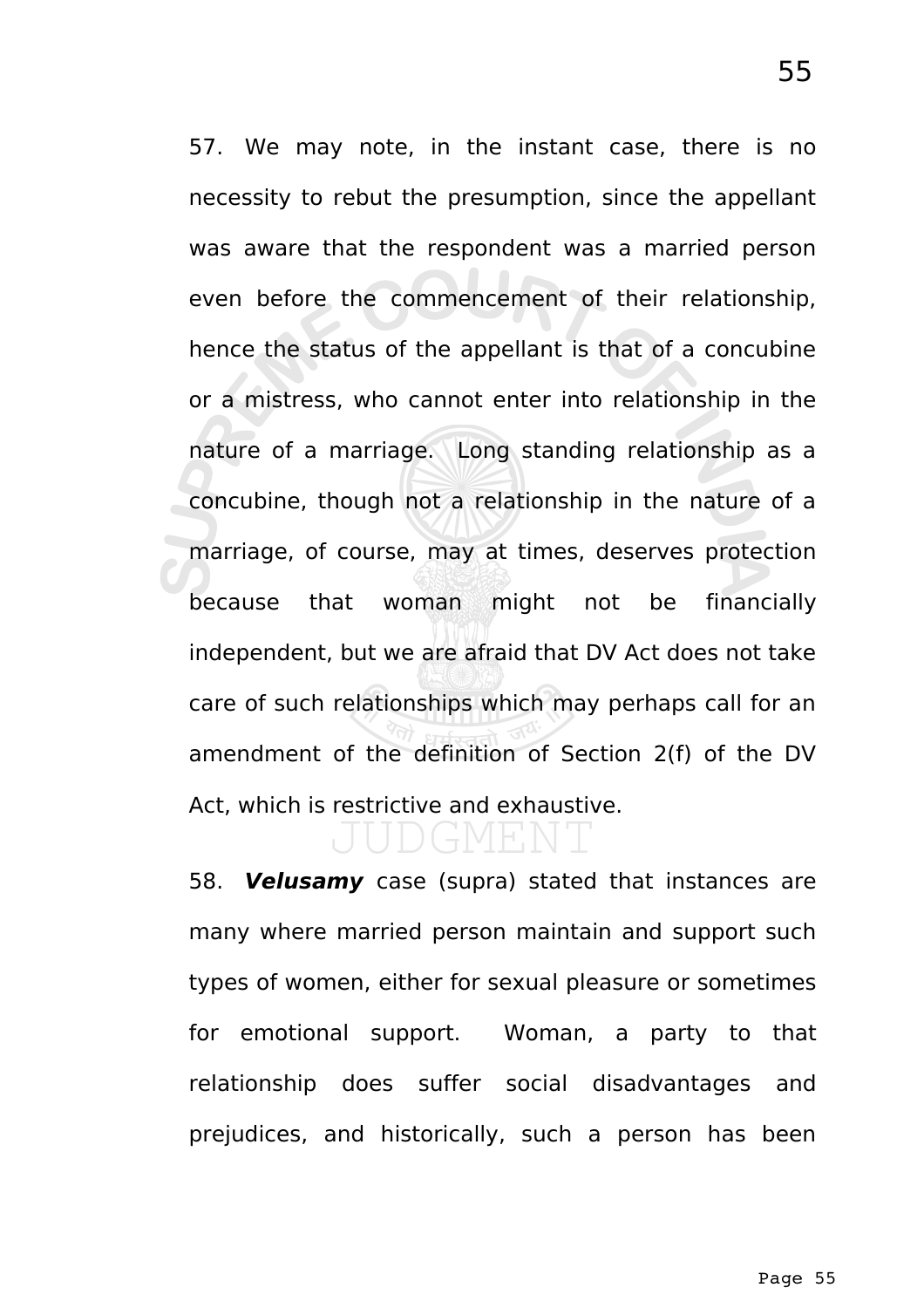57. We may note, in the instant case, there is no necessity to rebut the presumption, since the appellant was aware that the respondent was a married person even before the commencement of their relationship, hence the status of the appellant is that of a concubine or a mistress, who cannot enter into relationship in the nature of a marriage. Long standing relationship as a concubine, though not a relationship in the nature of a marriage, of course, may at times, deserves protection because that woman might not be financially independent, but we are afraid that DV Act does not take care of such relationships which may perhaps call for an amendment of the definition of Section 2(f) of the DV Act, which is restrictive and exhaustive.

58. ***Velusamy*** case (supra) stated that instances are many where married person maintain and support such types of women, either for sexual pleasure or sometimes for emotional support. Woman, a party to that relationship does suffer social disadvantages and prejudices, and historically, such a person has been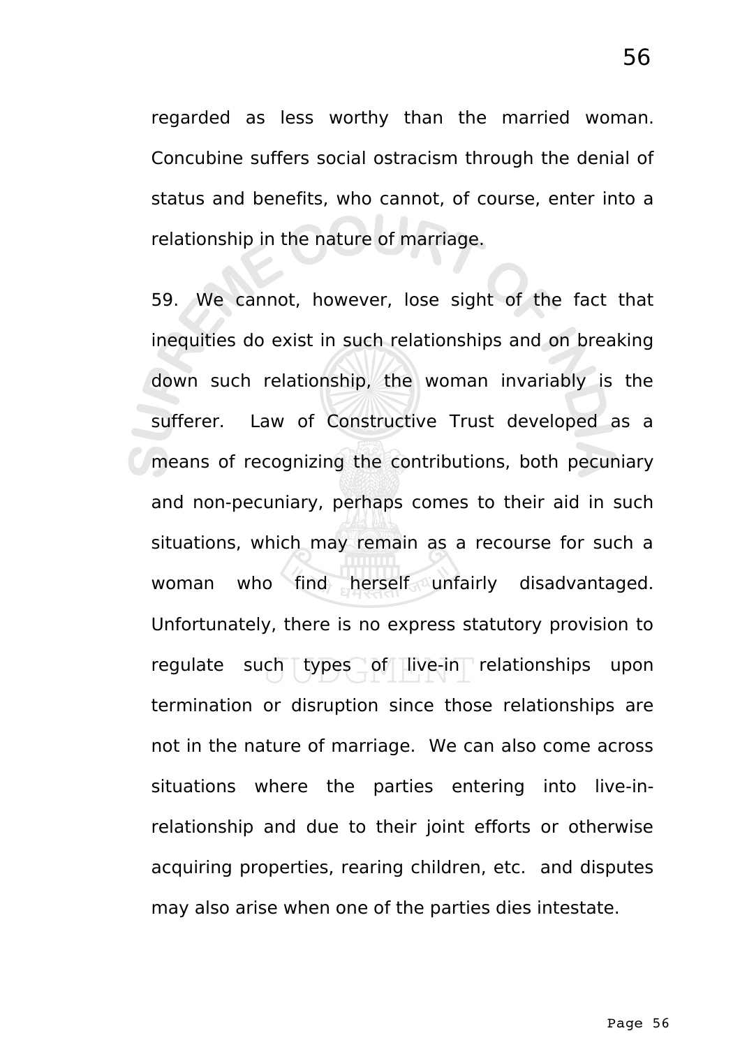regarded as less worthy than the married woman. Concubine suffers social ostracism through the denial of status and benefits, who cannot, of course, enter into a relationship in the nature of marriage.

59. We cannot, however, lose sight of the fact that inequities do exist in such relationships and on breaking down such relationship, the woman invariably is the sufferer. Law of Constructive Trust developed as a means of recognizing the contributions, both pecuniary and non-pecuniary, perhaps comes to their aid in such situations, which may remain as a recourse for such a woman who find herself unfairly disadvantaged. Unfortunately, there is no express statutory provision to regulate such types of live-in relationships upon termination or disruption since those relationships are not in the nature of marriage. We can also come across situations where the parties entering into live-in-relationship and due to their joint efforts or otherwise acquiring properties, rearing children, etc. and disputes may also arise when one of the parties dies intestate.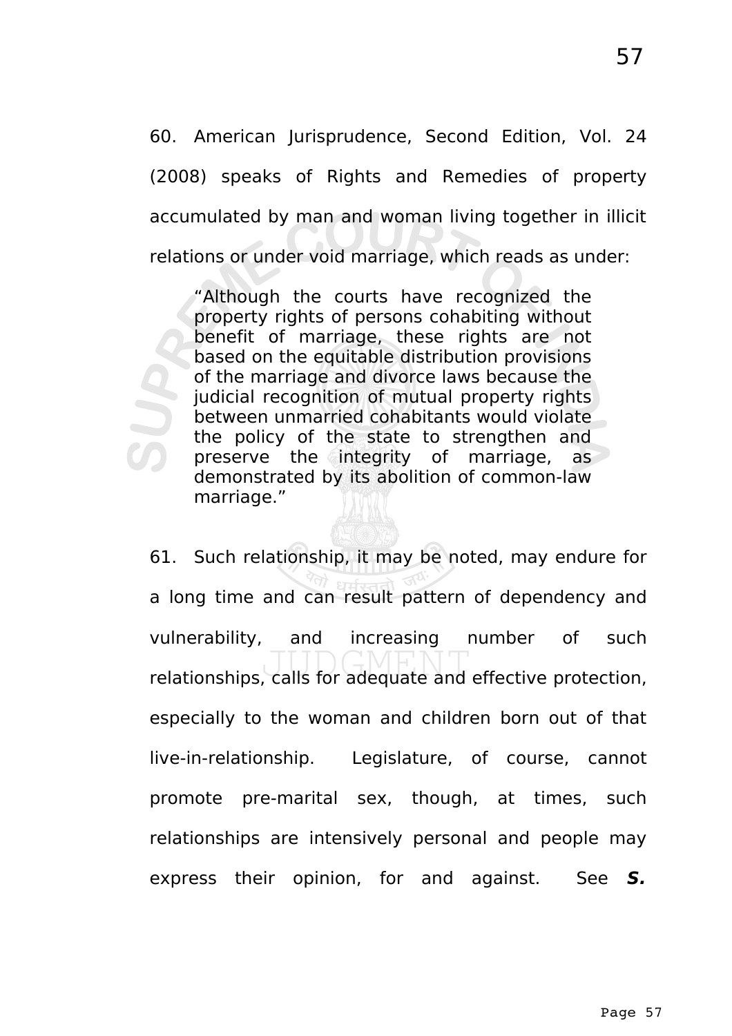60. American Jurisprudence, Second Edition, Vol. 24 (2008) speaks of Rights and Remedies of property accumulated by man and woman living together in illicit relations or under void marriage, which reads as under:

> "Although the courts have recognized the property rights of persons cohabiting without benefit of marriage, these rights are not based on the equitable distribution provisions of the marriage and divorce laws because the judicial recognition of mutual property rights between unmarried cohabitants would violate the policy of the state to strengthen and preserve the integrity of marriage, as demonstrated by its abolition of common-law marriage."

61. Such relationship, it may be noted, may endure for a long time and can result pattern of dependency and vulnerability, and increasing number of such relationships, calls for adequate and effective protection, especially to the woman and children born out of that live-in-relationship. Legislature, of course, cannot promote pre-marital sex, though, at times, such relationships are intensively personal and people may express their opinion, for and against. See ***S.***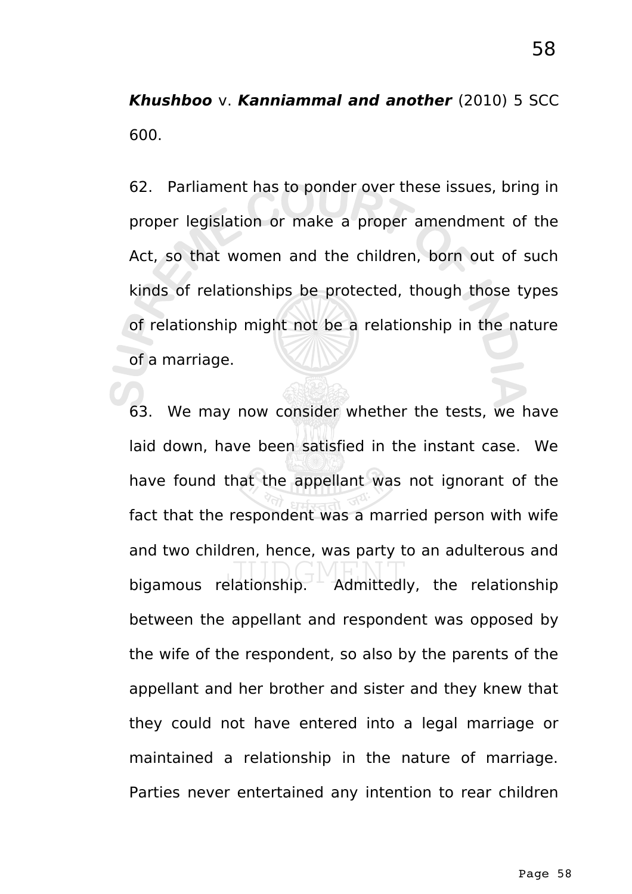***Khushboo*** v. ***Kanniammal and another*** (2010) 5 SCC 600.

62. Parliament has to ponder over these issues, bring in proper legislation or make a proper amendment of the Act, so that women and the children, born out of such kinds of relationships be protected, though those types of relationship might not be a relationship in the nature of a marriage.

63. We may now consider whether the tests, we have laid down, have been satisfied in the instant case. We have found that the appellant was not ignorant of the fact that the respondent was a married person with wife and two children, hence, was party to an adulterous and bigamous relationship. Admittedly, the relationship between the appellant and respondent was opposed by the wife of the respondent, so also by the parents of the appellant and her brother and sister and they knew that they could not have entered into a legal marriage or maintained a relationship in the nature of marriage. Parties never entertained any intention to rear children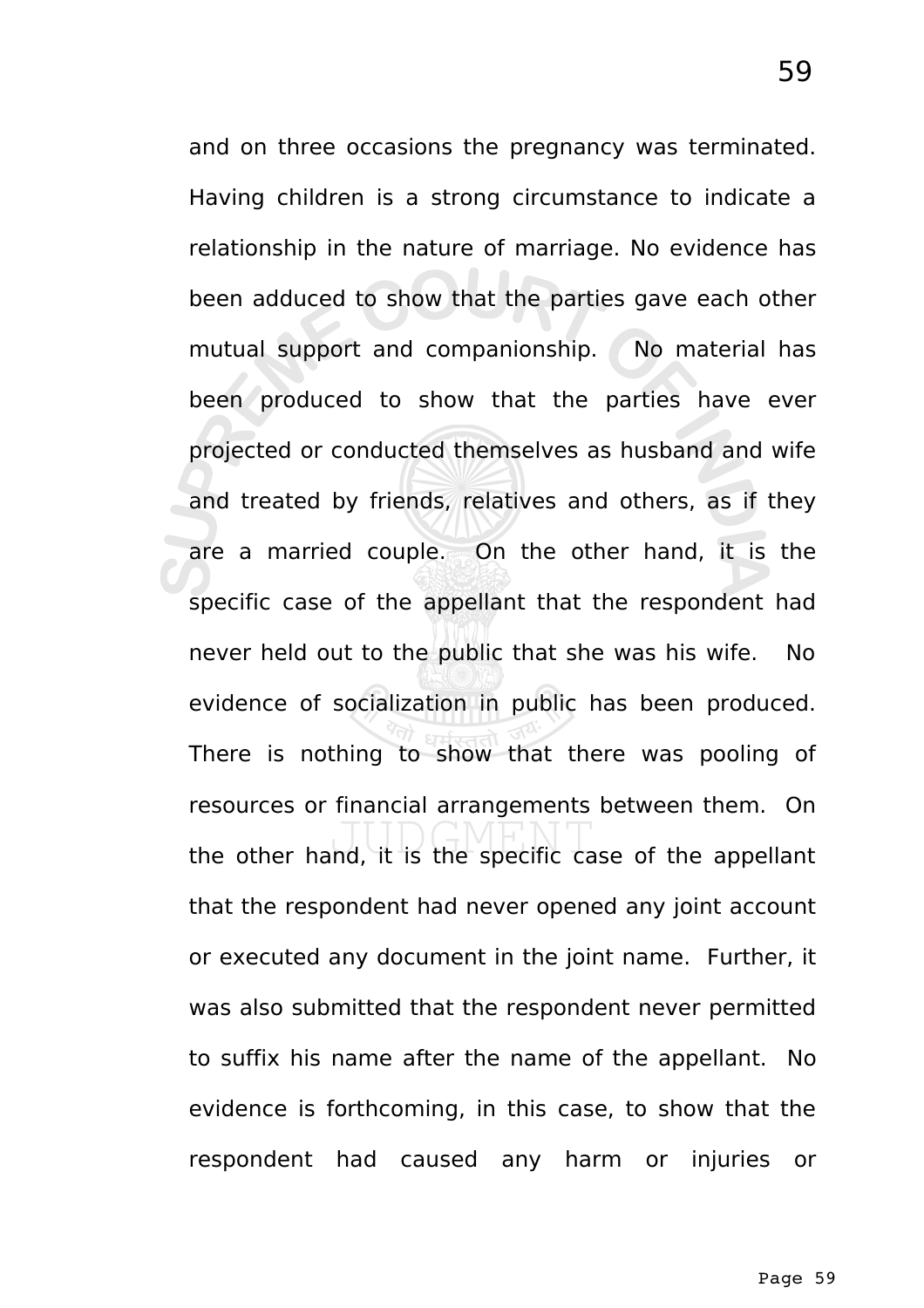and on three occasions the pregnancy was terminated. Having children is a strong circumstance to indicate a relationship in the nature of marriage. No evidence has been adduced to show that the parties gave each other mutual support and companionship. No material has been produced to show that the parties have ever projected or conducted themselves as husband and wife and treated by friends, relatives and others, as if they are a married couple. On the other hand, it is the specific case of the appellant that the respondent had never held out to the public that she was his wife. No evidence of socialization in public has been produced. There is nothing to show that there was pooling of resources or financial arrangements between them. On the other hand, it is the specific case of the appellant that the respondent had never opened any joint account or executed any document in the joint name. Further, it was also submitted that the respondent never permitted to suffix his name after the name of the appellant. No evidence is forthcoming, in this case, to show that the respondent had caused any harm or injuries or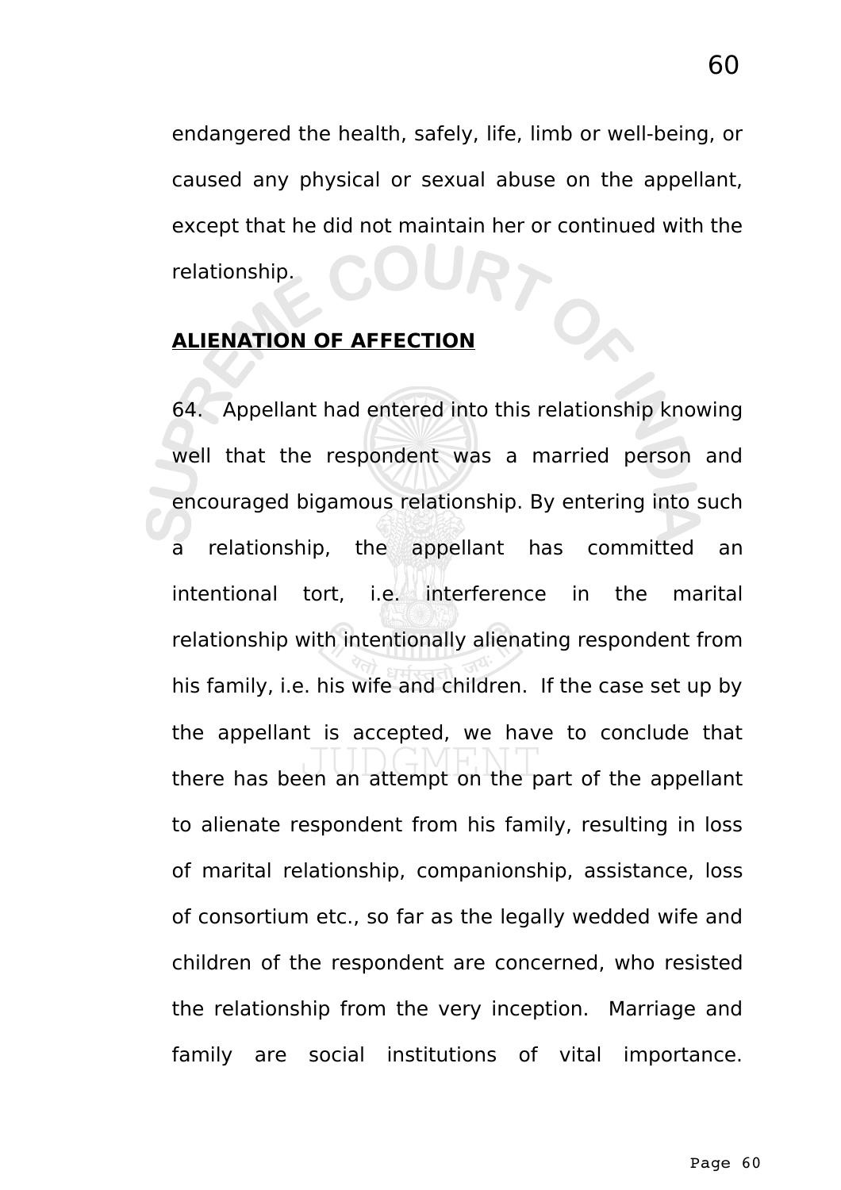endangered the health, safely, life, limb or well-being, or caused any physical or sexual abuse on the appellant, except that he did not maintain her or continued with the relationship.

**ALIENATION OF AFFECTION**

64. Appellant had entered into this relationship knowing well that the respondent was a married person and encouraged bigamous relationship. By entering into such a relationship, the appellant has committed an intentional tort, i.e. interference in the marital relationship with intentionally alienating respondent from his family, i.e. his wife and children. If the case set up by the appellant is accepted, we have to conclude that there has been an attempt on the part of the appellant to alienate respondent from his family, resulting in loss of marital relationship, companionship, assistance, loss of consortium etc., so far as the legally wedded wife and children of the respondent are concerned, who resisted the relationship from the very inception. Marriage and family are social institutions of vital importance.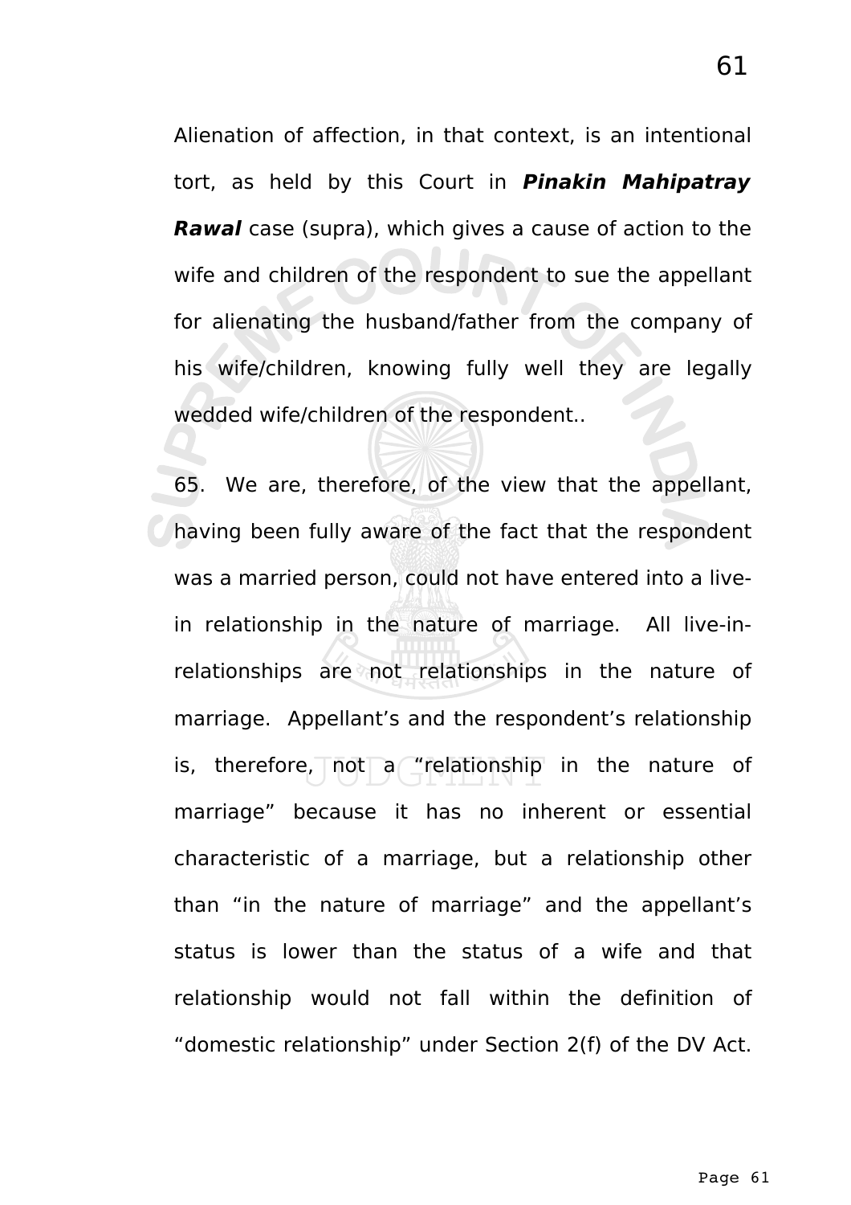Alienation of affection, in that context, is an intentional tort, as held by this Court in ***Pinakin Mahipatray Rawal*** case (supra), which gives a cause of action to the wife and children of the respondent to sue the appellant for alienating the husband/father from the company of his wife/children, knowing fully well they are legally wedded wife/children of the respondent..

65. We are, therefore, of the view that the appellant, having been fully aware of the fact that the respondent was a married person, could not have entered into a live-in relationship in the nature of marriage. All live-in-relationships are not relationships in the nature of marriage. Appellant's and the respondent's relationship is, therefore, not a "relationship in the nature of marriage" because it has no inherent or essential characteristic of a marriage, but a relationship other than "in the nature of marriage" and the appellant's status is lower than the status of a wife and that relationship would not fall within the definition of "domestic relationship" under Section 2(f) of the DV Act.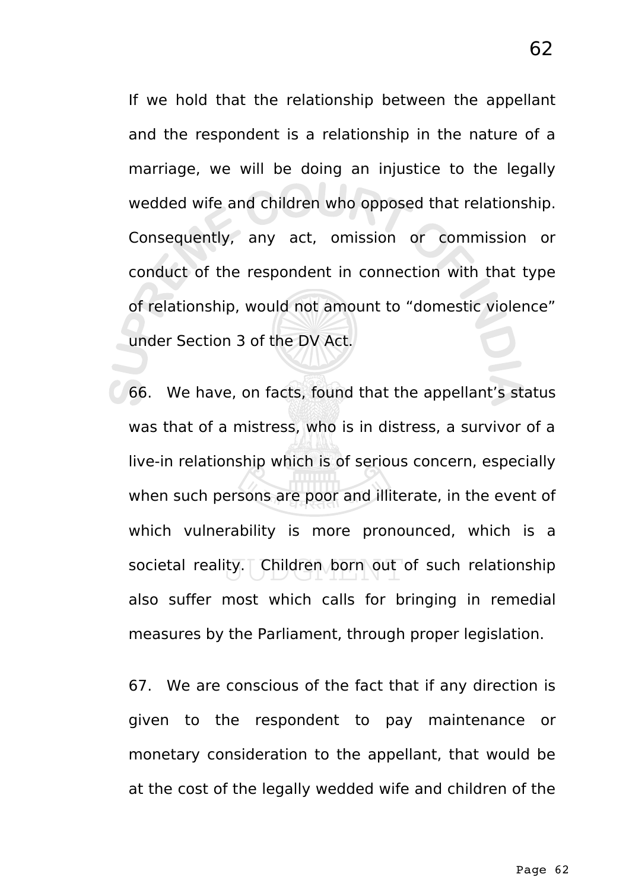If we hold that the relationship between the appellant and the respondent is a relationship in the nature of a marriage, we will be doing an injustice to the legally wedded wife and children who opposed that relationship. Consequently, any act, omission or commission or conduct of the respondent in connection with that type of relationship, would not amount to "domestic violence" under Section 3 of the DV Act.

66. We have, on facts, found that the appellant's status was that of a mistress, who is in distress, a survivor of a live-in relationship which is of serious concern, especially when such persons are poor and illiterate, in the event of which vulnerability is more pronounced, which is a societal reality. Children born out of such relationship also suffer most which calls for bringing in remedial measures by the Parliament, through proper legislation.

67. We are conscious of the fact that if any direction is given to the respondent to pay maintenance or monetary consideration to the appellant, that would be at the cost of the legally wedded wife and children of the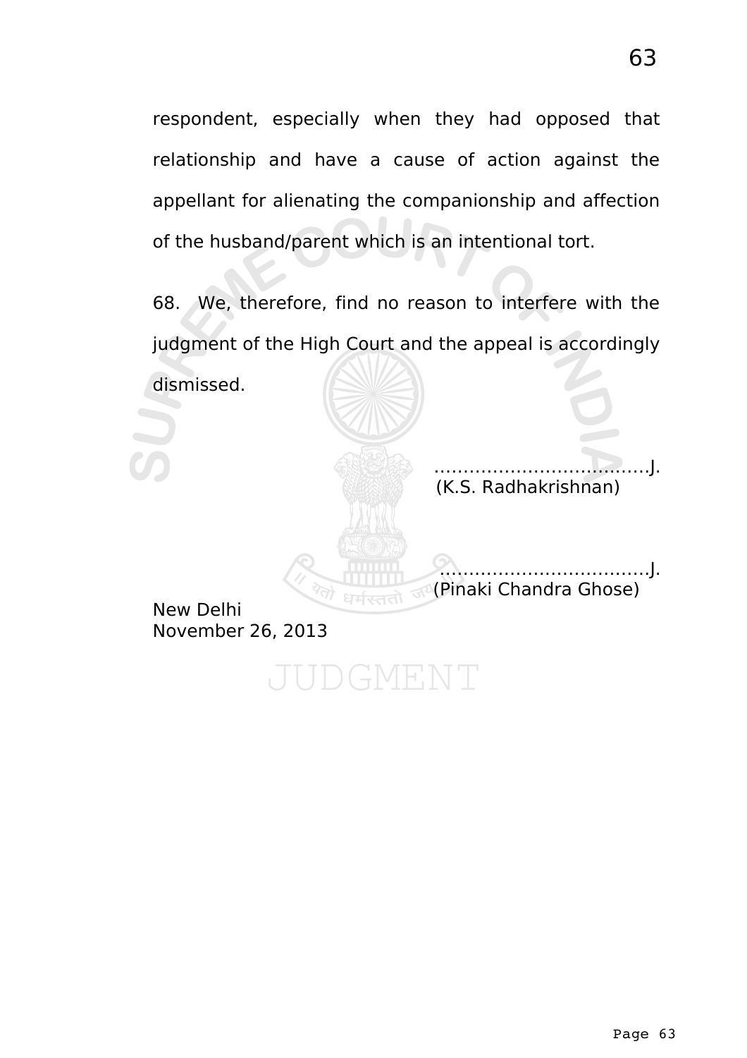respondent, especially when they had opposed that relationship and have a cause of action against the appellant for alienating the companionship and affection of the husband/parent which is an intentional tort.

68. We, therefore, find no reason to interfere with the judgment of the High Court and the appeal is accordingly dismissed.

.....................................J.
(K.S. Radhakrishnan)

.....................................J.
(Pinaki Chandra Ghose)

New Delhi
November 26, 2013